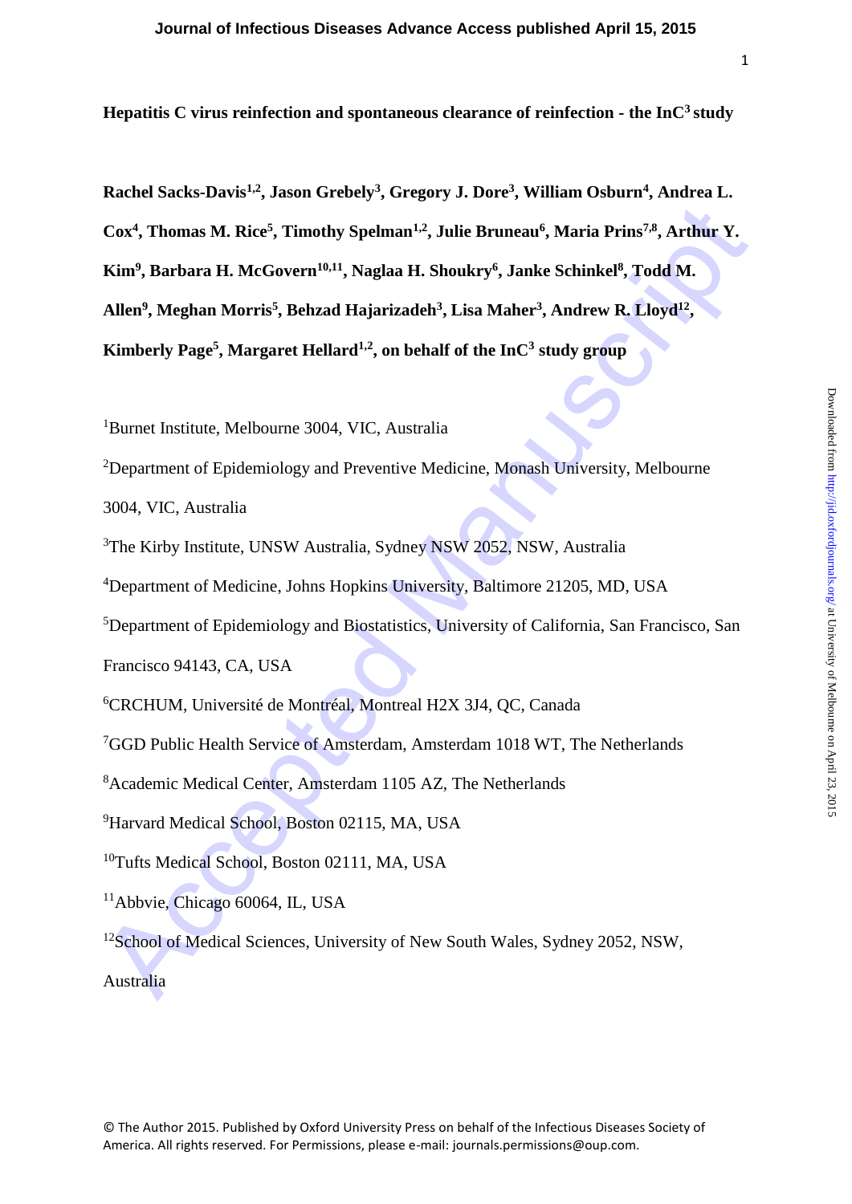**Hepatitis C virus reinfection and spontaneous clearance of reinfection - the InC[3] study**

**Rachel Sacks-Davis[1,2], Jason Grebely[3], Gregory J. Dore[3], William Osburn[4], Andrea L. Cox[4], Thomas M. Rice[5], Timothy Spelman[1,2], Julie Bruneau[6], Maria Prins[7,8], Arthur Y. Kim[9], Barbara H. McGovern[10,11], Naglaa H. Shoukry[6], Janke Schinkel[8], Todd M. Allen[9], Meghan Morris[5], Behzad Hajarizadeh[3], Lisa Maher[3], Andrew R. Lloyd[12], Kimberly Page[5], Margaret Hellard[1,2], on behalf of the InC[3] study group**

[1]Burnet Institute, Melbourne 3004, VIC, Australia

[2]Department of Epidemiology and Preventive Medicine, Monash University, Melbourne 3004, VIC, Australia

[3]The Kirby Institute, UNSW Australia, Sydney NSW 2052, NSW, Australia

[4]Department of Medicine, Johns Hopkins University, Baltimore 21205, MD, USA

[5]Department of Epidemiology and Biostatistics, University of California, San Francisco, San Francisco 94143, CA, USA

[6]CRCHUM, Université de Montréal, Montreal H2X 3J4, QC, Canada

[7]GGD Public Health Service of Amsterdam, Amsterdam 1018 WT, The Netherlands

[8]Academic Medical Center, Amsterdam 1105 AZ, The Netherlands

[9]Harvard Medical School, Boston 02115, MA, USA

[10]Tufts Medical School, Boston 02111, MA, USA

[11]Abbvie, Chicago 60064, IL, USA

[12]School of Medical Sciences, University of New South Wales, Sydney 2052, NSW, Australia

© The Author 2015. Published by Oxford University Press on behalf of the Infectious Diseases Society of America. All rights reserved. For Permissions, please e-mail: journals.permissions@oup.com.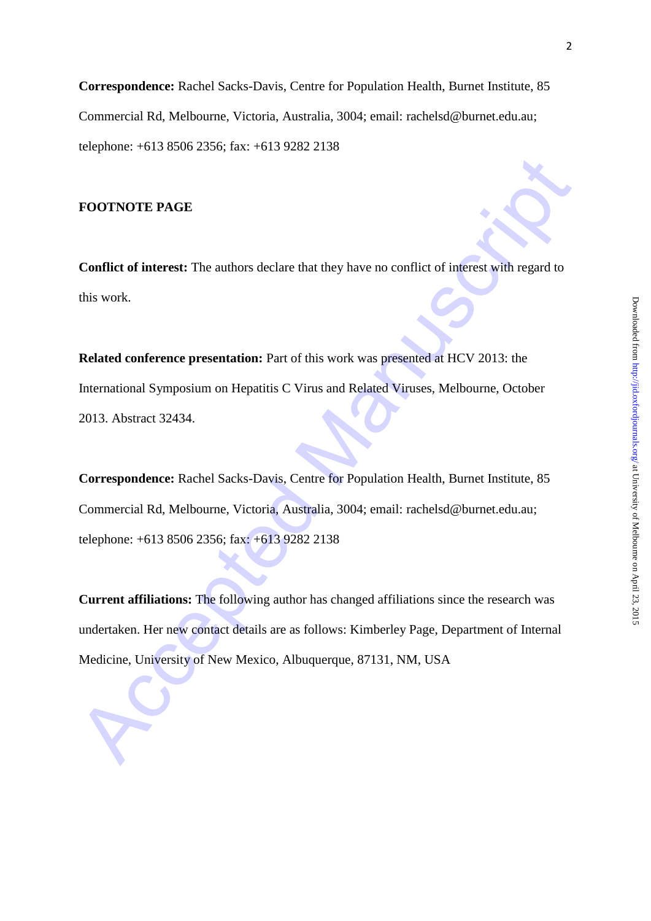**Correspondence:** Rachel Sacks-Davis, Centre for Population Health, Burnet Institute, 85 Commercial Rd, Melbourne, Victoria, Australia, 3004; email: rachelsd@burnet.edu.au; telephone: +613 8506 2356; fax: +613 9282 2138

**FOOTNOTE PAGE**

**Conflict of interest:** The authors declare that they have no conflict of interest with regard to this work.

**Related conference presentation:** Part of this work was presented at HCV 2013: the International Symposium on Hepatitis C Virus and Related Viruses, Melbourne, October 2013. Abstract 32434.

**Correspondence:** Rachel Sacks-Davis, Centre for Population Health, Burnet Institute, 85 Commercial Rd, Melbourne, Victoria, Australia, 3004; email: rachelsd@burnet.edu.au; telephone: +613 8506 2356; fax: +613 9282 2138

**Current affiliations:** The following author has changed affiliations since the research was undertaken. Her new contact details are as follows: Kimberley Page, Department of Internal Medicine, University of New Mexico, Albuquerque, 87131, NM, USA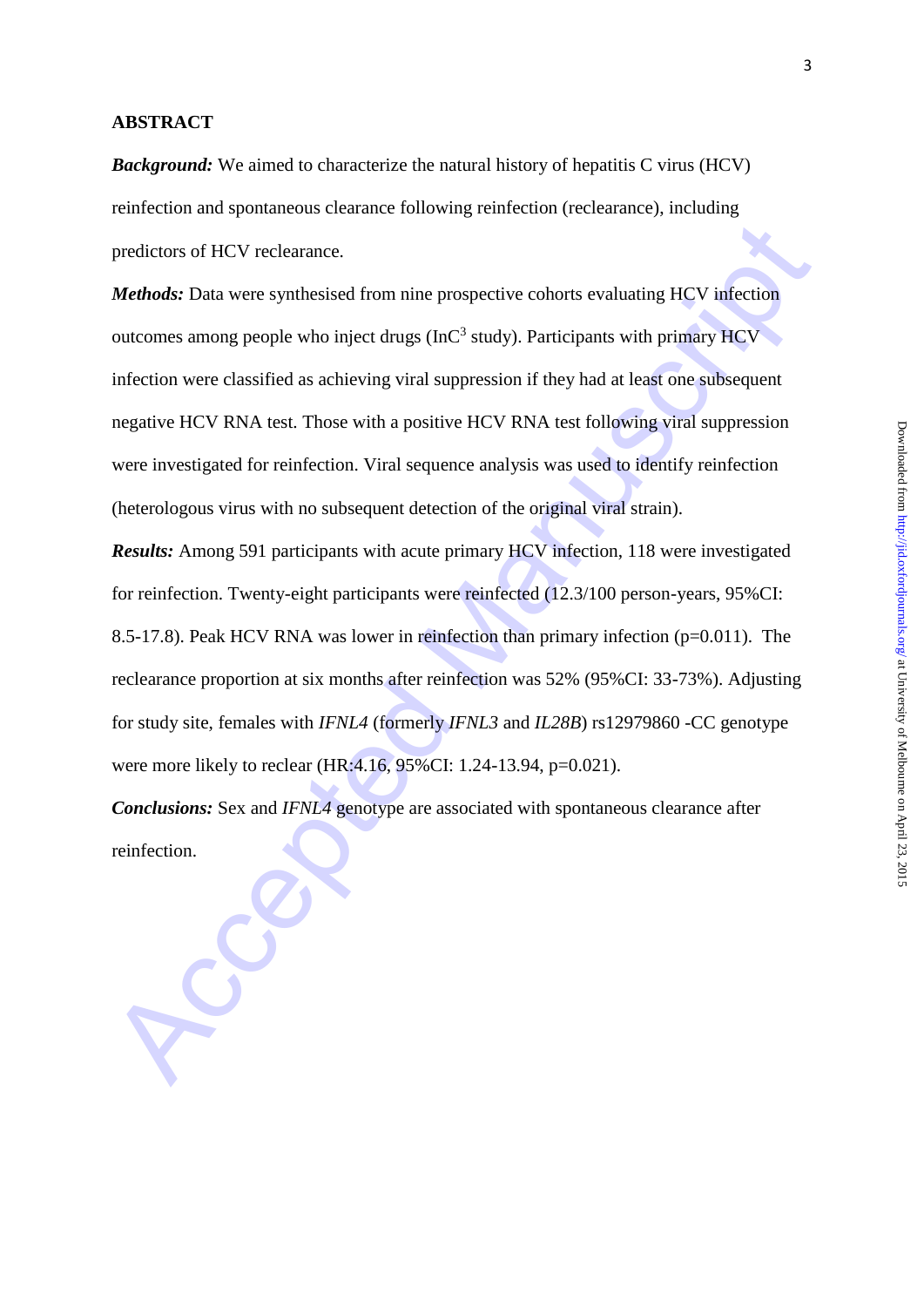## ABSTRACT

***Background:*** We aimed to characterize the natural history of hepatitis C virus (HCV) reinfection and spontaneous clearance following reinfection (reclearance), including predictors of HCV reclearance.

***Methods:*** Data were synthesised from nine prospective cohorts evaluating HCV infection outcomes among people who inject drugs (InC$^3$ study). Participants with primary HCV infection were classified as achieving viral suppression if they had at least one subsequent negative HCV RNA test. Those with a positive HCV RNA test following viral suppression were investigated for reinfection. Viral sequence analysis was used to identify reinfection (heterologous virus with no subsequent detection of the original viral strain).

***Results:*** Among 591 participants with acute primary HCV infection, 118 were investigated for reinfection. Twenty-eight participants were reinfected (12.3/100 person-years, 95%CI: 8.5-17.8). Peak HCV RNA was lower in reinfection than primary infection (p=0.011). The reclearance proportion at six months after reinfection was 52% (95%CI: 33-73%). Adjusting for study site, females with *IFNL4* (formerly *IFNL3* and *IL28B*) rs12979860 -CC genotype were more likely to reclear (HR:4.16, 95%CI: 1.24-13.94, p=0.021).

***Conclusions:*** Sex and *IFNL4* genotype are associated with spontaneous clearance after reinfection.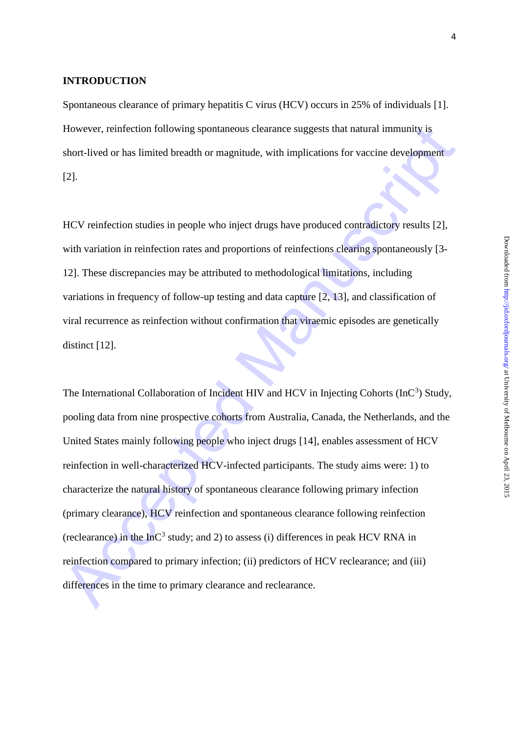## INTRODUCTION

Spontaneous clearance of primary hepatitis C virus (HCV) occurs in 25% of individuals [1]. However, reinfection following spontaneous clearance suggests that natural immunity is short-lived or has limited breadth or magnitude, with implications for vaccine development [2].

HCV reinfection studies in people who inject drugs have produced contradictory results [2], with variation in reinfection rates and proportions of reinfections clearing spontaneously [3-12]. These discrepancies may be attributed to methodological limitations, including variations in frequency of follow-up testing and data capture [2, 13], and classification of viral recurrence as reinfection without confirmation that viraemic episodes are genetically distinct [12].

The International Collaboration of Incident HIV and HCV in Injecting Cohorts ($InC^3$) Study, pooling data from nine prospective cohorts from Australia, Canada, the Netherlands, and the United States mainly following people who inject drugs [14], enables assessment of HCV reinfection in well-characterized HCV-infected participants. The study aims were: 1) to characterize the natural history of spontaneous clearance following primary infection (primary clearance), HCV reinfection and spontaneous clearance following reinfection (reclearance) in the $InC^3$ study; and 2) to assess (i) differences in peak HCV RNA in reinfection compared to primary infection; (ii) predictors of HCV reclearance; and (iii) differences in the time to primary clearance and reclearance.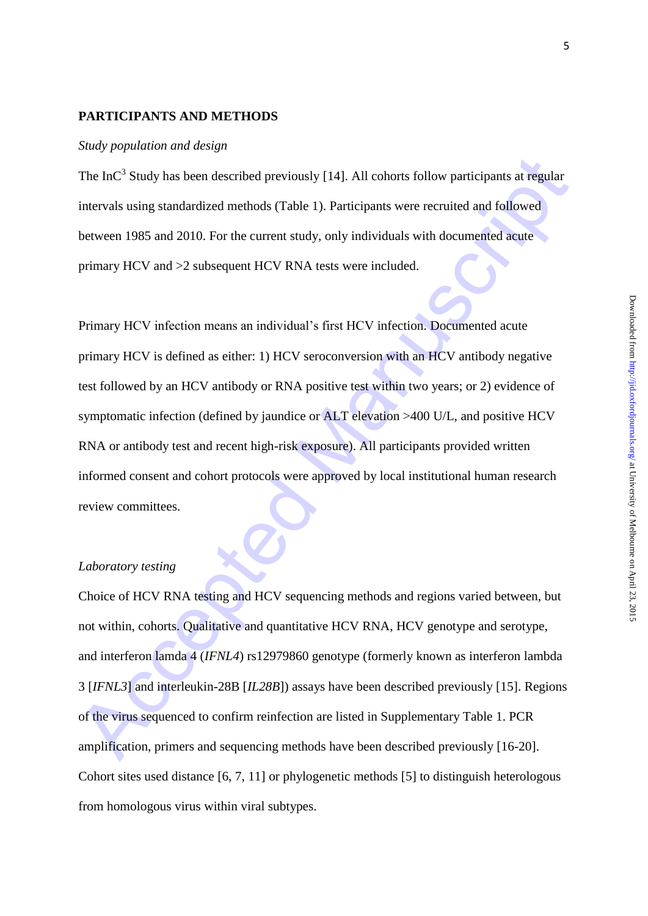## PARTICIPANTS AND METHODS

### *Study population and design*

The InC[3] Study has been described previously [14]. All cohorts follow participants at regular intervals using standardized methods (Table 1). Participants were recruited and followed between 1985 and 2010. For the current study, only individuals with documented acute primary HCV and >2 subsequent HCV RNA tests were included.

Primary HCV infection means an individual's first HCV infection. Documented acute primary HCV is defined as either: 1) HCV seroconversion with an HCV antibody negative test followed by an HCV antibody or RNA positive test within two years; or 2) evidence of symptomatic infection (defined by jaundice or ALT elevation >400 U/L, and positive HCV RNA or antibody test and recent high-risk exposure). All participants provided written informed consent and cohort protocols were approved by local institutional human research review committees.

### *Laboratory testing*

Choice of HCV RNA testing and HCV sequencing methods and regions varied between, but not within, cohorts. Qualitative and quantitative HCV RNA, HCV genotype and serotype, and interferon lamda 4 (*IFNL4*) rs12979860 genotype (formerly known as interferon lambda 3 [*IFNL3*] and interleukin-28B [*IL28B*]) assays have been described previously [15]. Regions of the virus sequenced to confirm reinfection are listed in Supplementary Table 1. PCR amplification, primers and sequencing methods have been described previously [16-20]. Cohort sites used distance [6, 7, 11] or phylogenetic methods [5] to distinguish heterologous from homologous virus within viral subtypes.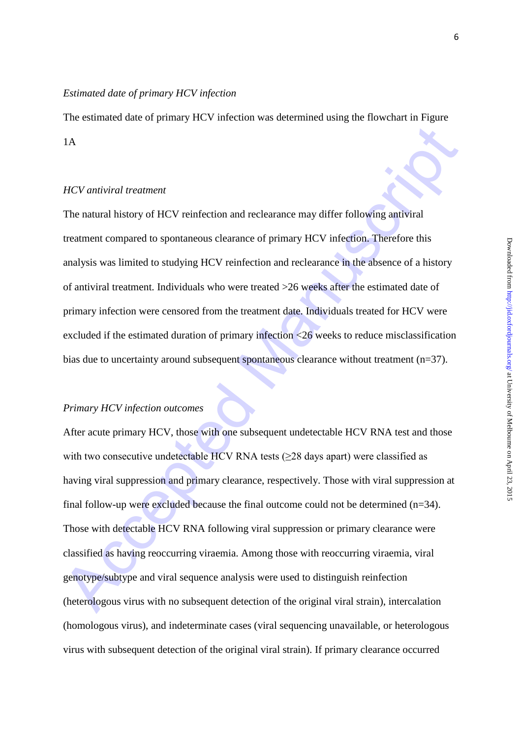*Estimated date of primary HCV infection*

The estimated date of primary HCV infection was determined using the flowchart in Figure 1A

*HCV antiviral treatment*

The natural history of HCV reinfection and reclearance may differ following antiviral treatment compared to spontaneous clearance of primary HCV infection. Therefore this analysis was limited to studying HCV reinfection and reclearance in the absence of a history of antiviral treatment. Individuals who were treated >26 weeks after the estimated date of primary infection were censored from the treatment date. Individuals treated for HCV were excluded if the estimated duration of primary infection <26 weeks to reduce misclassification bias due to uncertainty around subsequent spontaneous clearance without treatment (n=37).

*Primary HCV infection outcomes*

After acute primary HCV, those with one subsequent undetectable HCV RNA test and those with two consecutive undetectable HCV RNA tests (≥28 days apart) were classified as having viral suppression and primary clearance, respectively. Those with viral suppression at final follow-up were excluded because the final outcome could not be determined (n=34). Those with detectable HCV RNA following viral suppression or primary clearance were classified as having reoccurring viraemia. Among those with reoccurring viraemia, viral genotype/subtype and viral sequence analysis were used to distinguish reinfection (heterologous virus with no subsequent detection of the original viral strain), intercalation (homologous virus), and indeterminate cases (viral sequencing unavailable, or heterologous virus with subsequent detection of the original viral strain). If primary clearance occurred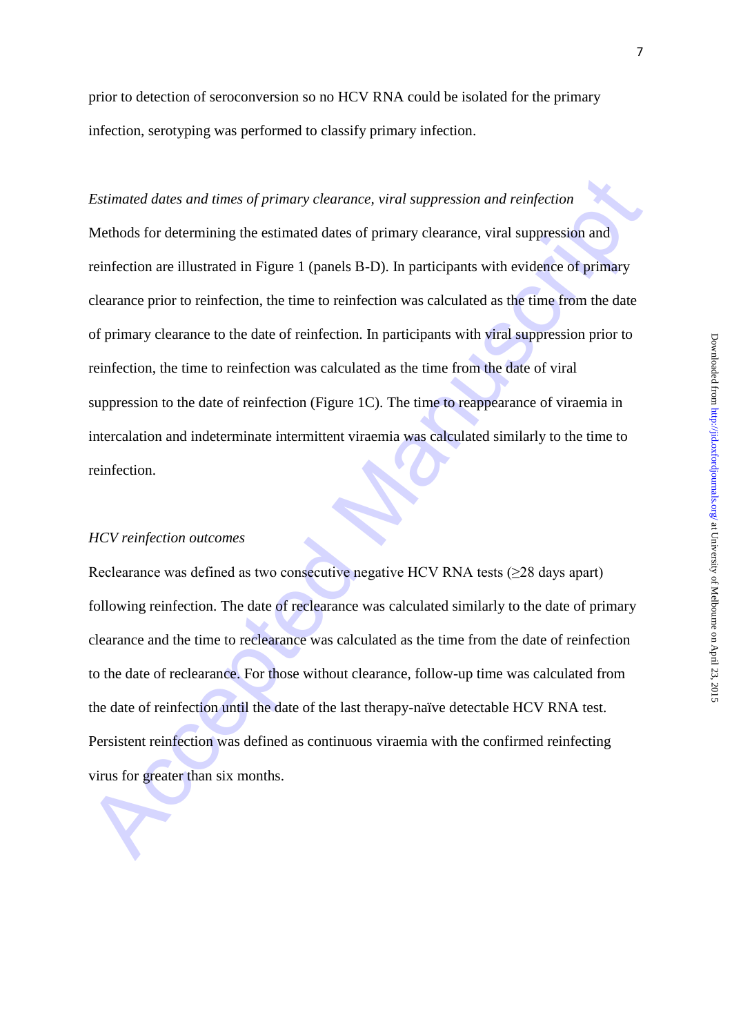prior to detection of seroconversion so no HCV RNA could be isolated for the primary infection, serotyping was performed to classify primary infection.

*Estimated dates and times of primary clearance, viral suppression and reinfection*

Methods for determining the estimated dates of primary clearance, viral suppression and reinfection are illustrated in Figure 1 (panels B-D). In participants with evidence of primary clearance prior to reinfection, the time to reinfection was calculated as the time from the date of primary clearance to the date of reinfection. In participants with viral suppression prior to reinfection, the time to reinfection was calculated as the time from the date of viral suppression to the date of reinfection (Figure 1C). The time to reappearance of viraemia in intercalation and indeterminate intermittent viraemia was calculated similarly to the time to reinfection.

*HCV reinfection outcomes*

Reclearance was defined as two consecutive negative HCV RNA tests (≥28 days apart) following reinfection. The date of reclearance was calculated similarly to the date of primary clearance and the time to reclearance was calculated as the time from the date of reinfection to the date of reclearance. For those without clearance, follow-up time was calculated from the date of reinfection until the date of the last therapy-naïve detectable HCV RNA test. Persistent reinfection was defined as continuous viraemia with the confirmed reinfecting virus for greater than six months.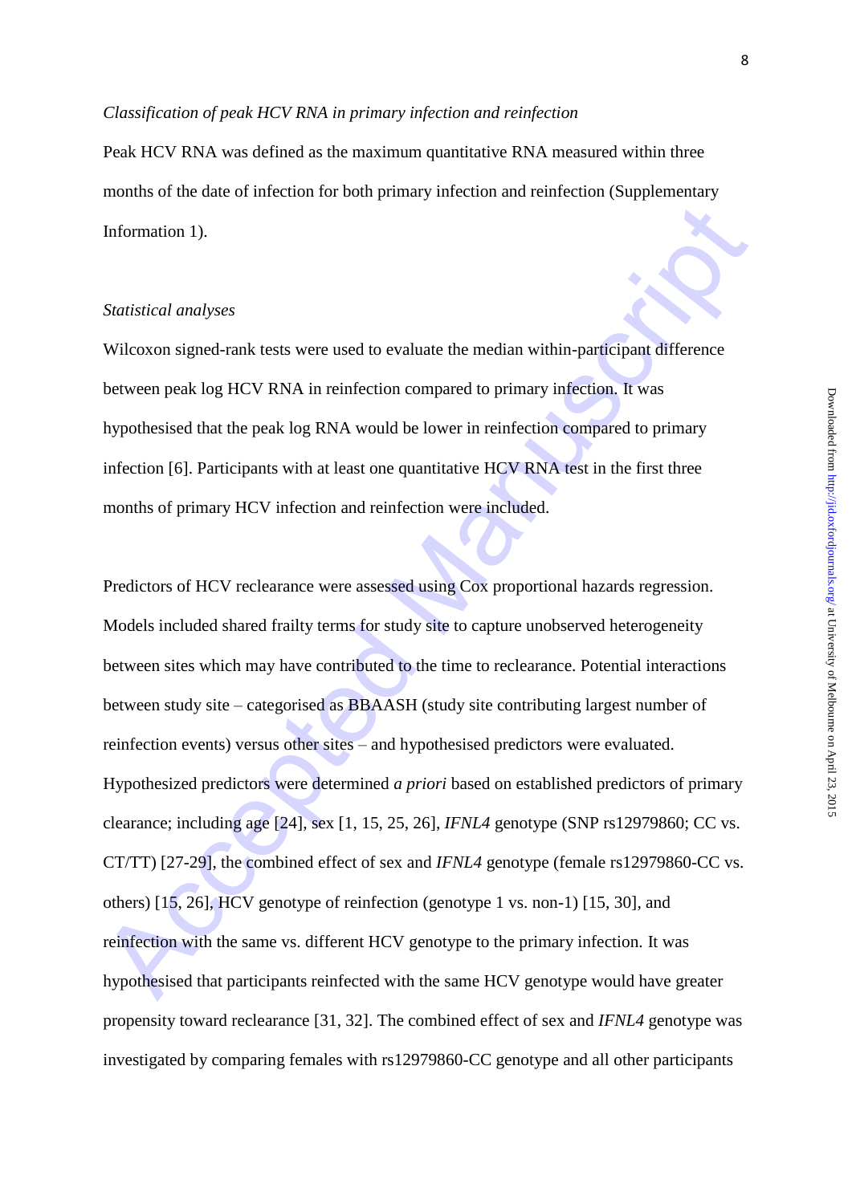*Classification of peak HCV RNA in primary infection and reinfection*

Peak HCV RNA was defined as the maximum quantitative RNA measured within three months of the date of infection for both primary infection and reinfection (Supplementary Information 1).

*Statistical analyses*

Wilcoxon signed-rank tests were used to evaluate the median within-participant difference between peak log HCV RNA in reinfection compared to primary infection. It was hypothesised that the peak log RNA would be lower in reinfection compared to primary infection [6]. Participants with at least one quantitative HCV RNA test in the first three months of primary HCV infection and reinfection were included.

Predictors of HCV reclearance were assessed using Cox proportional hazards regression. Models included shared frailty terms for study site to capture unobserved heterogeneity between sites which may have contributed to the time to reclearance. Potential interactions between study site – categorised as BBAASH (study site contributing largest number of reinfection events) versus other sites – and hypothesised predictors were evaluated. Hypothesized predictors were determined *a priori* based on established predictors of primary clearance; including age [24], sex [1, 15, 25, 26], *IFNL4* genotype (SNP rs12979860; CC vs. CT/TT) [27-29], the combined effect of sex and *IFNL4* genotype (female rs12979860-CC vs. others) [15, 26], HCV genotype of reinfection (genotype 1 vs. non-1) [15, 30], and reinfection with the same vs. different HCV genotype to the primary infection. It was hypothesised that participants reinfected with the same HCV genotype would have greater propensity toward reclearance [31, 32]. The combined effect of sex and *IFNL4* genotype was investigated by comparing females with rs12979860-CC genotype and all other participants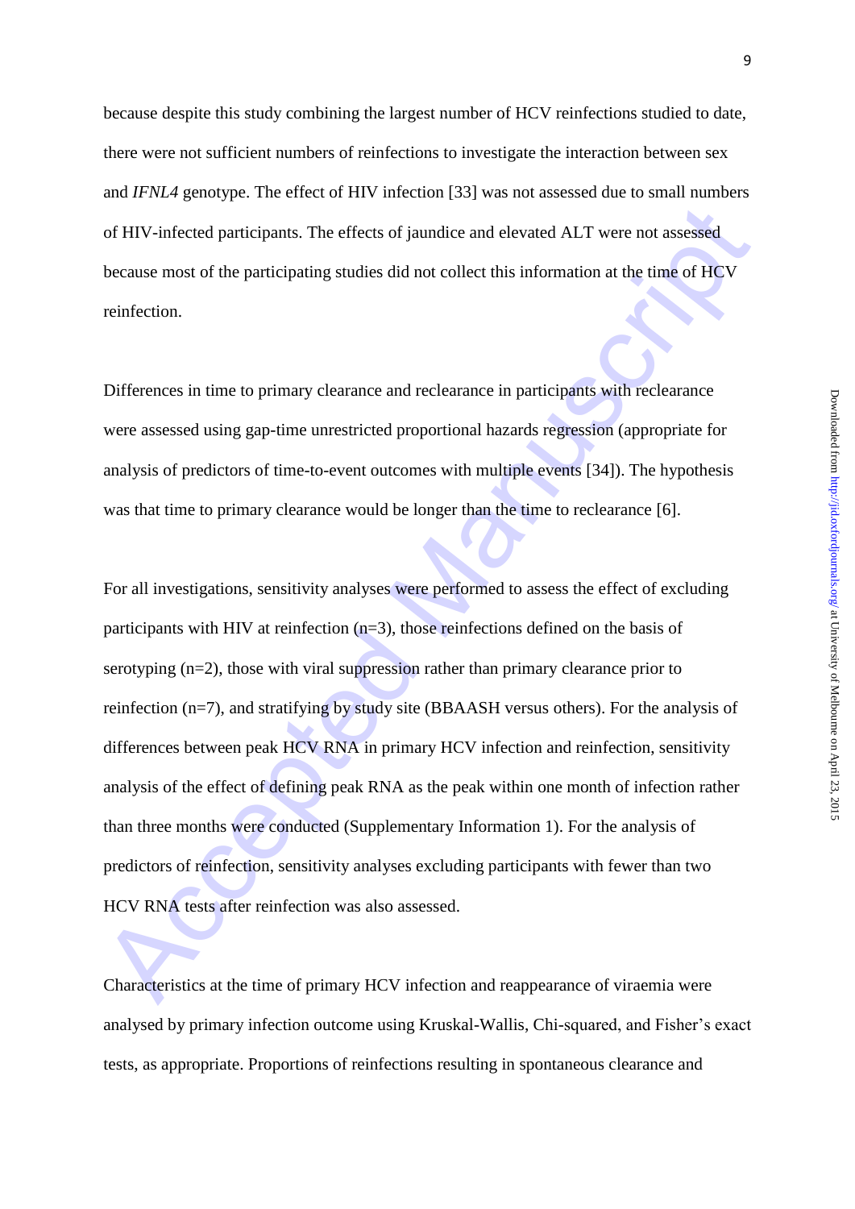because despite this study combining the largest number of HCV reinfections studied to date, there were not sufficient numbers of reinfections to investigate the interaction between sex and *IFNL4* genotype. The effect of HIV infection [33] was not assessed due to small numbers of HIV-infected participants. The effects of jaundice and elevated ALT were not assessed because most of the participating studies did not collect this information at the time of HCV reinfection.

Differences in time to primary clearance and reclearance in participants with reclearance were assessed using gap-time unrestricted proportional hazards regression (appropriate for analysis of predictors of time-to-event outcomes with multiple events [34]). The hypothesis was that time to primary clearance would be longer than the time to reclearance [6].

For all investigations, sensitivity analyses were performed to assess the effect of excluding participants with HIV at reinfection (n=3), those reinfections defined on the basis of serotyping (n=2), those with viral suppression rather than primary clearance prior to reinfection (n=7), and stratifying by study site (BBAASH versus others). For the analysis of differences between peak HCV RNA in primary HCV infection and reinfection, sensitivity analysis of the effect of defining peak RNA as the peak within one month of infection rather than three months were conducted (Supplementary Information 1). For the analysis of predictors of reinfection, sensitivity analyses excluding participants with fewer than two HCV RNA tests after reinfection was also assessed.

Characteristics at the time of primary HCV infection and reappearance of viraemia were analysed by primary infection outcome using Kruskal-Wallis, Chi-squared, and Fisher's exact tests, as appropriate. Proportions of reinfections resulting in spontaneous clearance and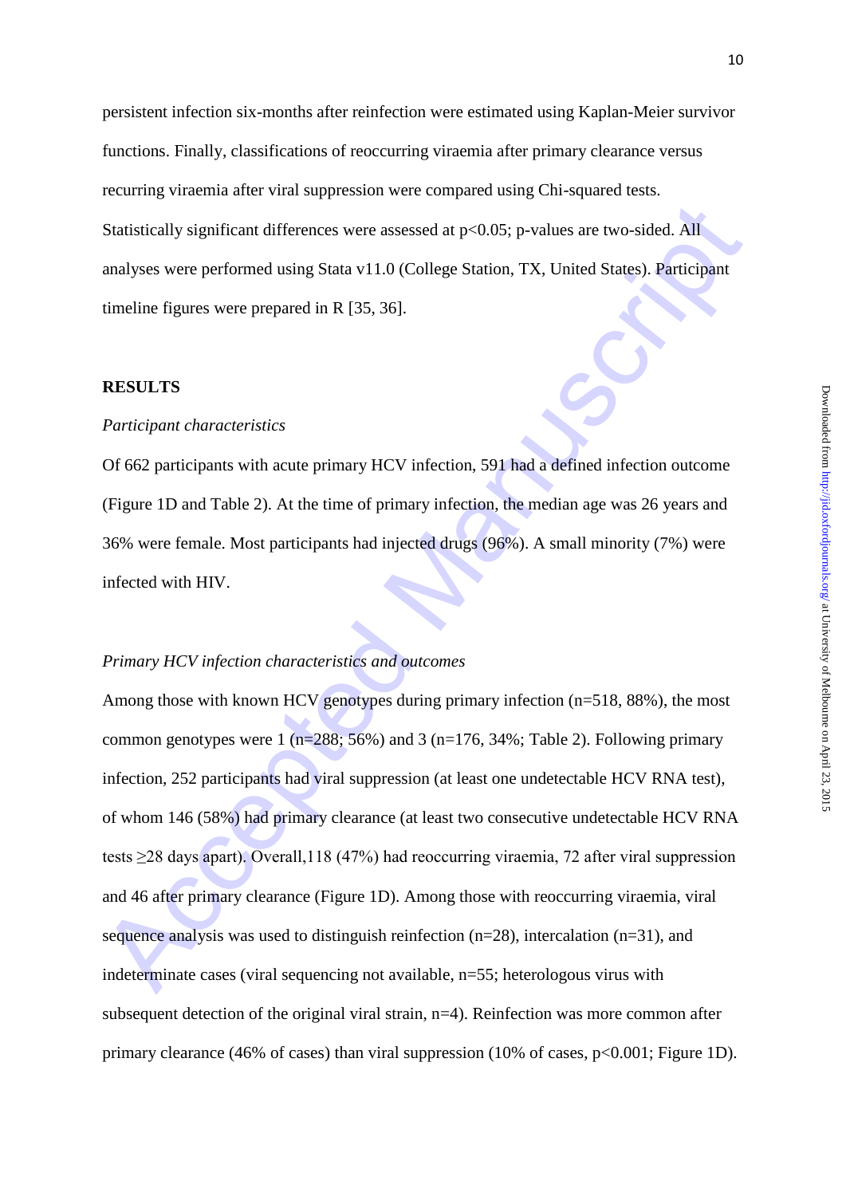persistent infection six-months after reinfection were estimated using Kaplan-Meier survivor functions. Finally, classifications of reoccurring viraemia after primary clearance versus recurring viraemia after viral suppression were compared using Chi-squared tests. Statistically significant differences were assessed at $p<0.05$; p-values are two-sided. All analyses were performed using Stata v11.0 (College Station, TX, United States). Participant timeline figures were prepared in R [35, 36].

## RESULTS

*Participant characteristics*

Of 662 participants with acute primary HCV infection, 591 had a defined infection outcome (Figure 1D and Table 2). At the time of primary infection, the median age was 26 years and 36% were female. Most participants had injected drugs (96%). A small minority (7%) were infected with HIV.

*Primary HCV infection characteristics and outcomes*

Among those with known HCV genotypes during primary infection (n=518, 88%), the most common genotypes were 1 (n=288; 56%) and 3 (n=176, 34%; Table 2). Following primary infection, 252 participants had viral suppression (at least one undetectable HCV RNA test), of whom 146 (58%) had primary clearance (at least two consecutive undetectable HCV RNA tests ≥28 days apart). Overall,118 (47%) had reoccurring viraemia, 72 after viral suppression and 46 after primary clearance (Figure 1D). Among those with reoccurring viraemia, viral sequence analysis was used to distinguish reinfection (n=28), intercalation (n=31), and indeterminate cases (viral sequencing not available, n=55; heterologous virus with subsequent detection of the original viral strain, n=4). Reinfection was more common after primary clearance (46% of cases) than viral suppression (10% of cases, $p<0.001$; Figure 1D).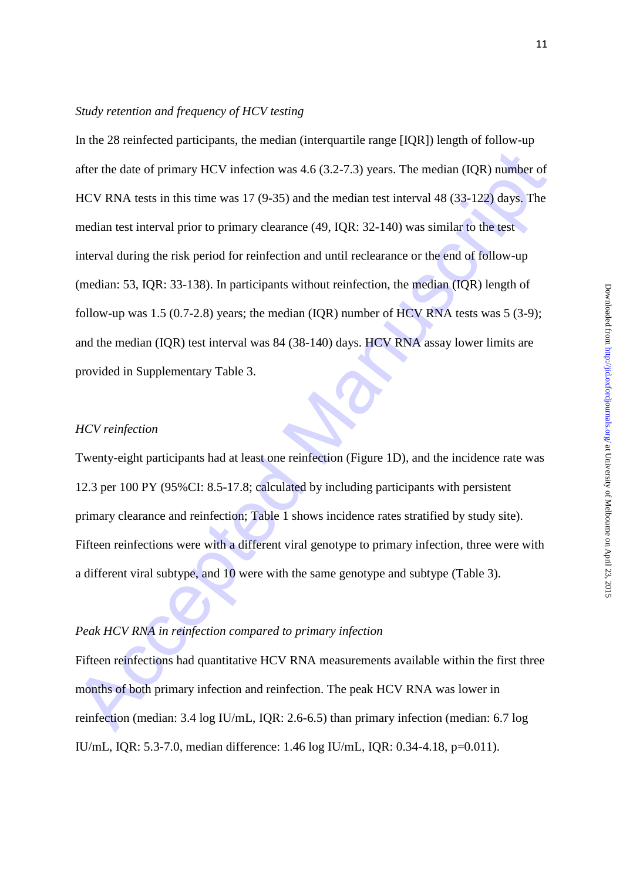*Study retention and frequency of HCV testing*

In the 28 reinfected participants, the median (interquartile range [IQR]) length of follow-up after the date of primary HCV infection was 4.6 (3.2-7.3) years. The median (IQR) number of HCV RNA tests in this time was 17 (9-35) and the median test interval 48 (33-122) days. The median test interval prior to primary clearance (49, IQR: 32-140) was similar to the test interval during the risk period for reinfection and until reclearance or the end of follow-up (median: 53, IQR: 33-138). In participants without reinfection, the median (IQR) length of follow-up was 1.5 (0.7-2.8) years; the median (IQR) number of HCV RNA tests was 5 (3-9); and the median (IQR) test interval was 84 (38-140) days. HCV RNA assay lower limits are provided in Supplementary Table 3.

*HCV reinfection*

Twenty-eight participants had at least one reinfection (Figure 1D), and the incidence rate was 12.3 per 100 PY (95%CI: 8.5-17.8; calculated by including participants with persistent primary clearance and reinfection; Table 1 shows incidence rates stratified by study site). Fifteen reinfections were with a different viral genotype to primary infection, three were with a different viral subtype, and 10 were with the same genotype and subtype (Table 3).

*Peak HCV RNA in reinfection compared to primary infection*

Fifteen reinfections had quantitative HCV RNA measurements available within the first three months of both primary infection and reinfection. The peak HCV RNA was lower in reinfection (median: 3.4 log IU/mL, IQR: 2.6-6.5) than primary infection (median: 6.7 log IU/mL, IQR: 5.3-7.0, median difference: 1.46 log IU/mL, IQR: 0.34-4.18, p=0.011).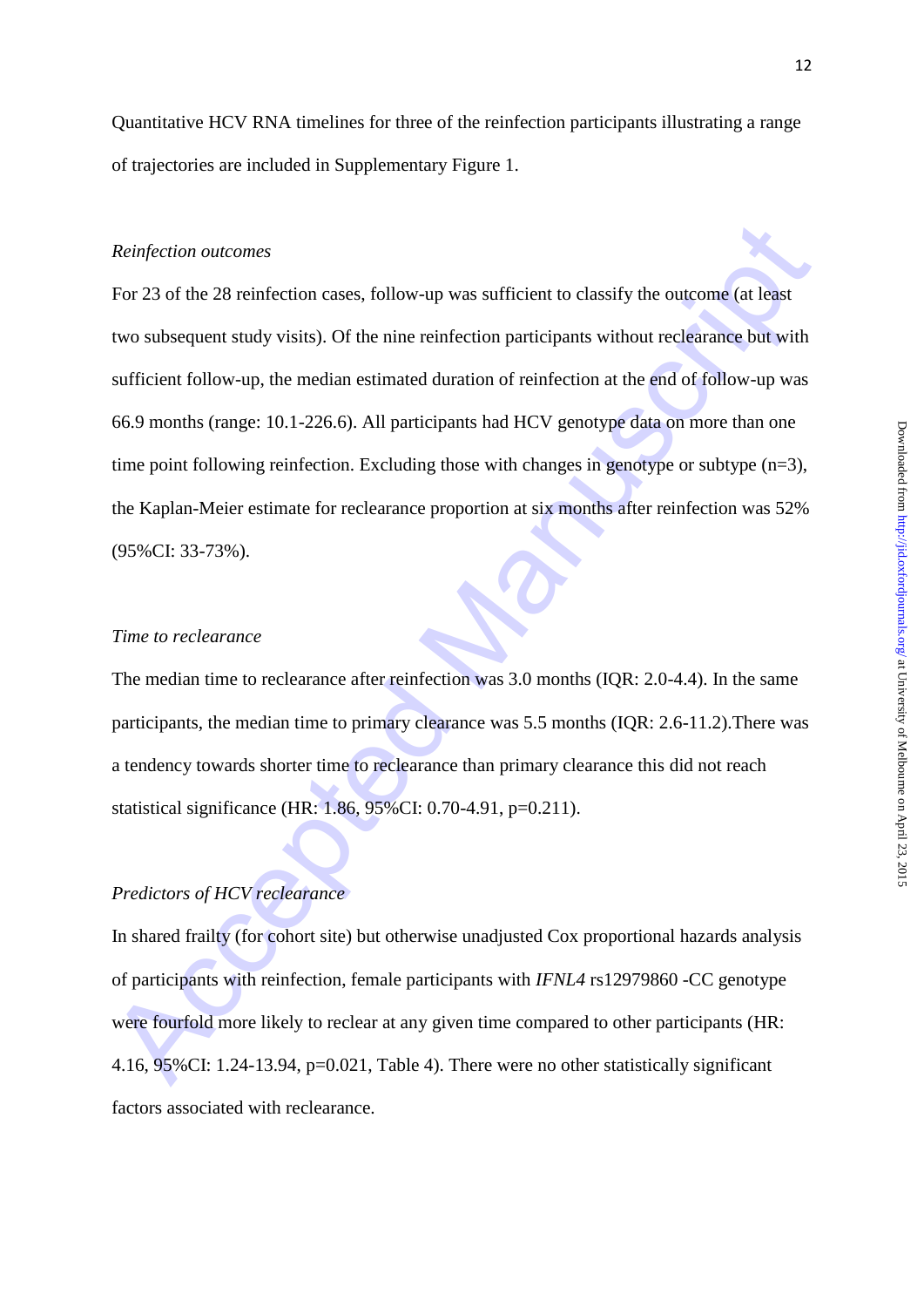Quantitative HCV RNA timelines for three of the reinfection participants illustrating a range of trajectories are included in Supplementary Figure 1.

*Reinfection outcomes*

For 23 of the 28 reinfection cases, follow-up was sufficient to classify the outcome (at least two subsequent study visits). Of the nine reinfection participants without reclearance but with sufficient follow-up, the median estimated duration of reinfection at the end of follow-up was 66.9 months (range: 10.1-226.6). All participants had HCV genotype data on more than one time point following reinfection. Excluding those with changes in genotype or subtype (n=3), the Kaplan-Meier estimate for reclearance proportion at six months after reinfection was 52% (95%CI: 33-73%).

*Time to reclearance*

The median time to reclearance after reinfection was 3.0 months (IQR: 2.0-4.4). In the same participants, the median time to primary clearance was 5.5 months (IQR: 2.6-11.2).There was a tendency towards shorter time to reclearance than primary clearance this did not reach statistical significance (HR: 1.86, 95%CI: 0.70-4.91, p=0.211).

*Predictors of HCV reclearance*

In shared frailty (for cohort site) but otherwise unadjusted Cox proportional hazards analysis of participants with reinfection, female participants with *IFNL4* rs12979860 -CC genotype were fourfold more likely to reclear at any given time compared to other participants (HR: 4.16, 95%CI: 1.24-13.94, p=0.021, Table 4). There were no other statistically significant factors associated with reclearance.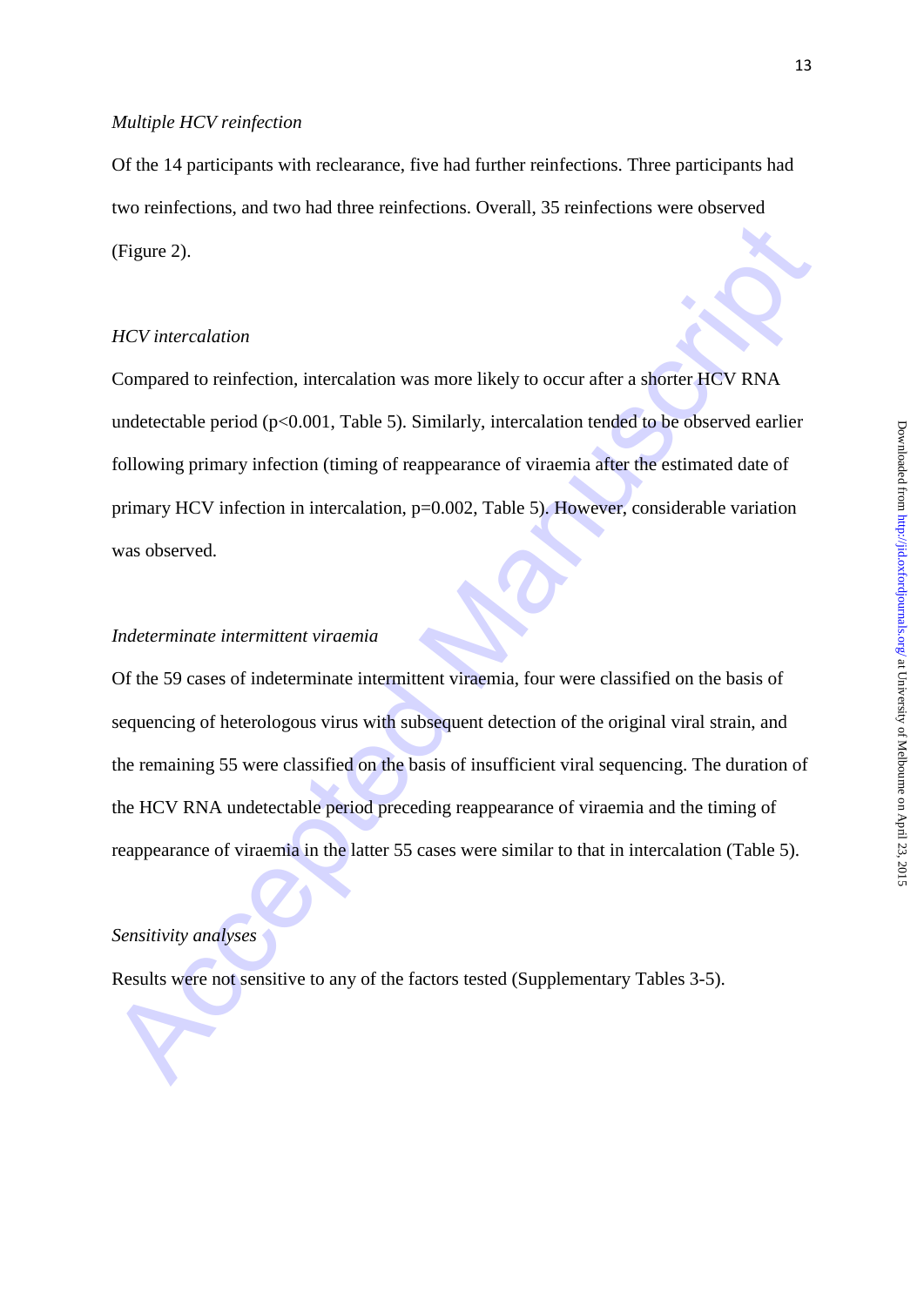*Multiple HCV reinfection*

Of the 14 participants with reclearance, five had further reinfections. Three participants had two reinfections, and two had three reinfections. Overall, 35 reinfections were observed (Figure 2).

*HCV intercalation*

Compared to reinfection, intercalation was more likely to occur after a shorter HCV RNA undetectable period ($p<0.001$, Table 5). Similarly, intercalation tended to be observed earlier following primary infection (timing of reappearance of viraemia after the estimated date of primary HCV infection in intercalation, $p=0.002$, Table 5). However, considerable variation was observed.

*Indeterminate intermittent viraemia*

Of the 59 cases of indeterminate intermittent viraemia, four were classified on the basis of sequencing of heterologous virus with subsequent detection of the original viral strain, and the remaining 55 were classified on the basis of insufficient viral sequencing. The duration of the HCV RNA undetectable period preceding reappearance of viraemia and the timing of reappearance of viraemia in the latter 55 cases were similar to that in intercalation (Table 5).

*Sensitivity analyses*

Results were not sensitive to any of the factors tested (Supplementary Tables 3-5).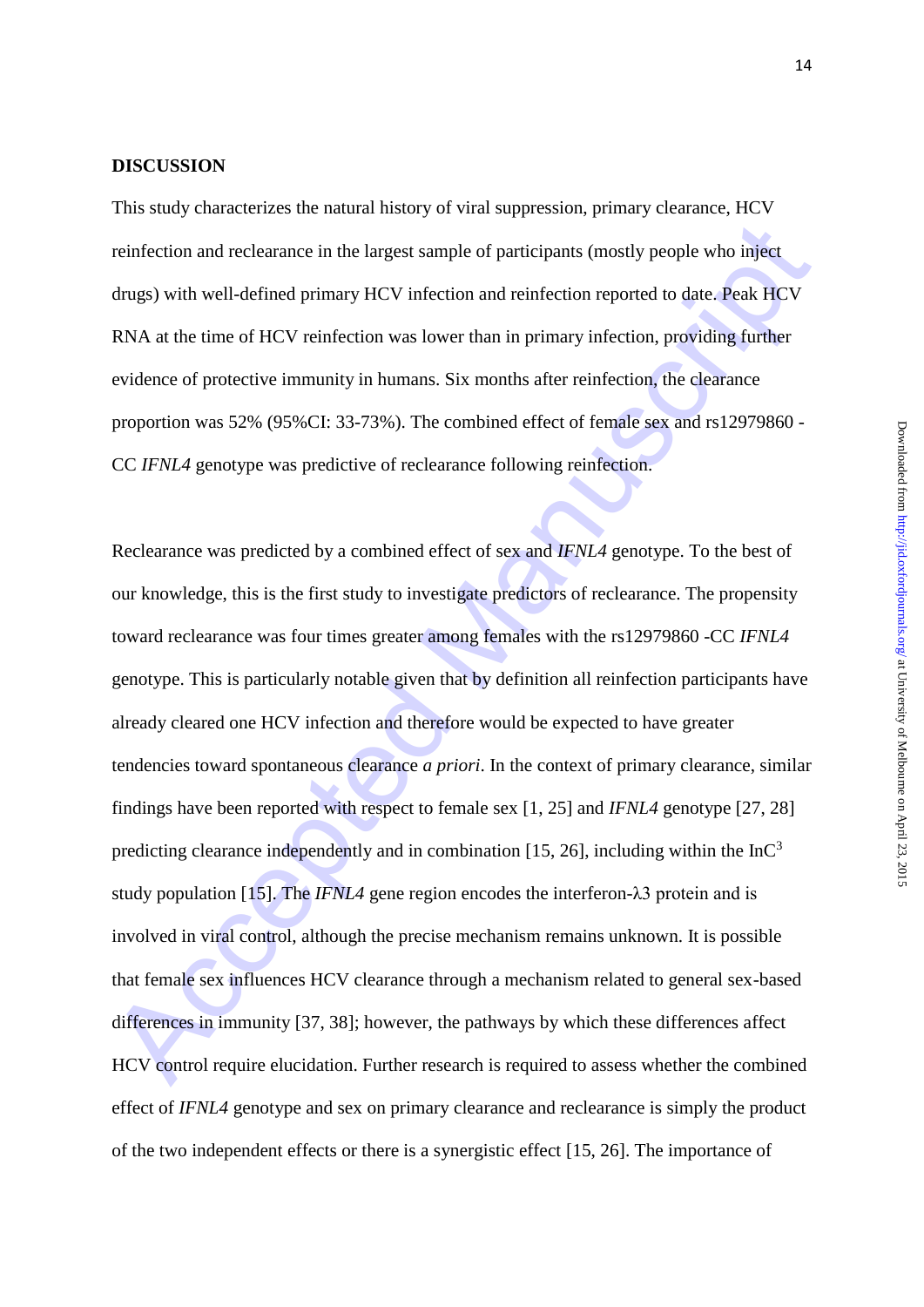## DISCUSSION

This study characterizes the natural history of viral suppression, primary clearance, HCV reinfection and reclearance in the largest sample of participants (mostly people who inject drugs) with well-defined primary HCV infection and reinfection reported to date. Peak HCV RNA at the time of HCV reinfection was lower than in primary infection, providing further evidence of protective immunity in humans. Six months after reinfection, the clearance proportion was 52% (95%CI: 33-73%). The combined effect of female sex and rs12979860 -CC *IFNL4* genotype was predictive of reclearance following reinfection.

Reclearance was predicted by a combined effect of sex and *IFNL4* genotype. To the best of our knowledge, this is the first study to investigate predictors of reclearance. The propensity toward reclearance was four times greater among females with the rs12979860 -CC *IFNL4* genotype. This is particularly notable given that by definition all reinfection participants have already cleared one HCV infection and therefore would be expected to have greater tendencies toward spontaneous clearance *a priori*. In the context of primary clearance, similar findings have been reported with respect to female sex [1, 25] and *IFNL4* genotype [27, 28] predicting clearance independently and in combination [15, 26], including within the InC[3] study population [15]. The *IFNL4* gene region encodes the interferon-λ3 protein and is involved in viral control, although the precise mechanism remains unknown. It is possible that female sex influences HCV clearance through a mechanism related to general sex-based differences in immunity [37, 38]; however, the pathways by which these differences affect HCV control require elucidation. Further research is required to assess whether the combined effect of *IFNL4* genotype and sex on primary clearance and reclearance is simply the product of the two independent effects or there is a synergistic effect [15, 26]. The importance of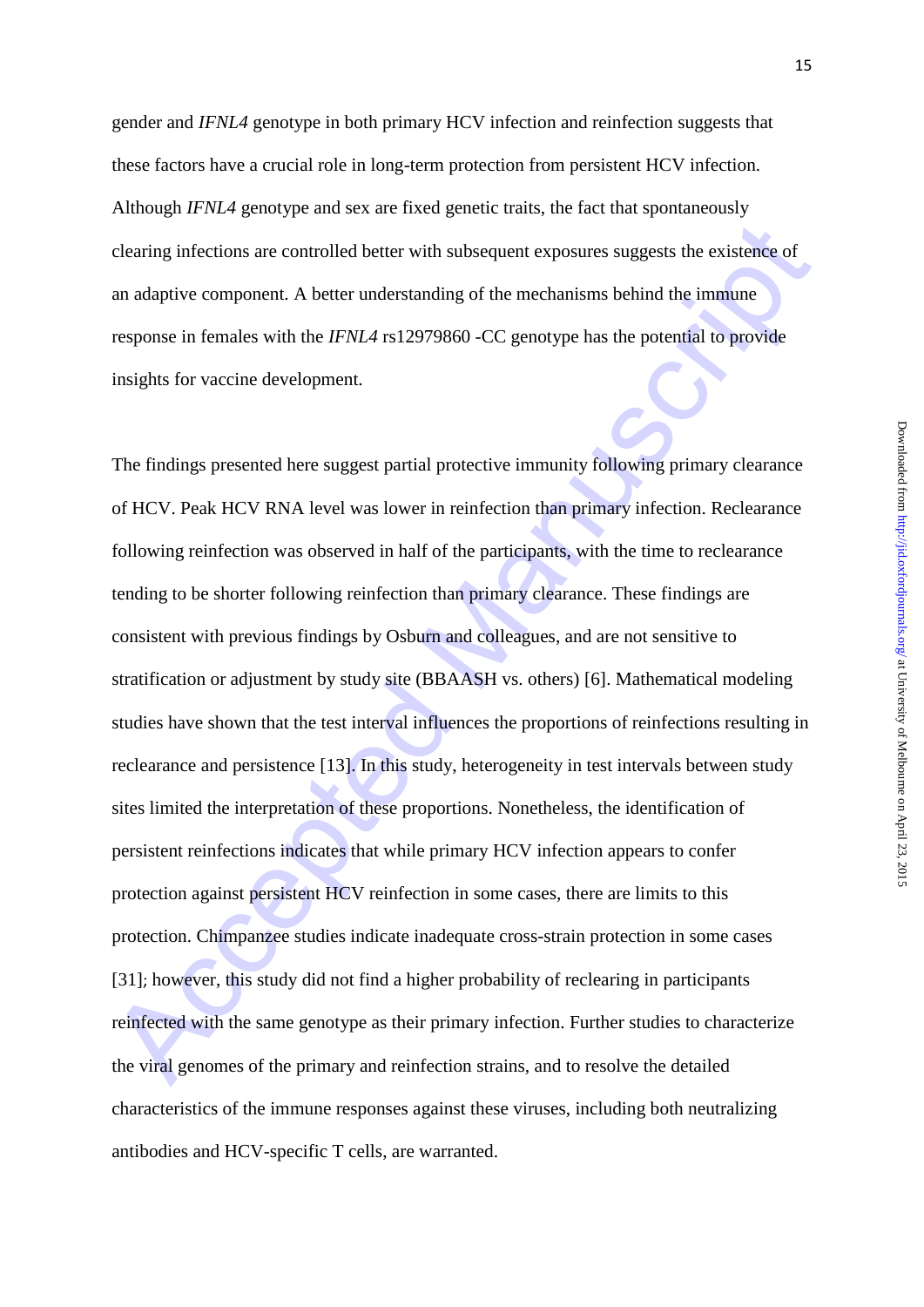gender and *IFNL4* genotype in both primary HCV infection and reinfection suggests that these factors have a crucial role in long-term protection from persistent HCV infection. Although *IFNL4* genotype and sex are fixed genetic traits, the fact that spontaneously clearing infections are controlled better with subsequent exposures suggests the existence of an adaptive component. A better understanding of the mechanisms behind the immune response in females with the *IFNL4* rs12979860 -CC genotype has the potential to provide insights for vaccine development.

The findings presented here suggest partial protective immunity following primary clearance of HCV. Peak HCV RNA level was lower in reinfection than primary infection. Reclearance following reinfection was observed in half of the participants, with the time to reclearance tending to be shorter following reinfection than primary clearance. These findings are consistent with previous findings by Osburn and colleagues, and are not sensitive to stratification or adjustment by study site (BBAASH vs. others) [6]. Mathematical modeling studies have shown that the test interval influences the proportions of reinfections resulting in reclearance and persistence [13]. In this study, heterogeneity in test intervals between study sites limited the interpretation of these proportions. Nonetheless, the identification of persistent reinfections indicates that while primary HCV infection appears to confer protection against persistent HCV reinfection in some cases, there are limits to this protection. Chimpanzee studies indicate inadequate cross-strain protection in some cases [31]; however, this study did not find a higher probability of reclearing in participants reinfected with the same genotype as their primary infection. Further studies to characterize the viral genomes of the primary and reinfection strains, and to resolve the detailed characteristics of the immune responses against these viruses, including both neutralizing antibodies and HCV-specific T cells, are warranted.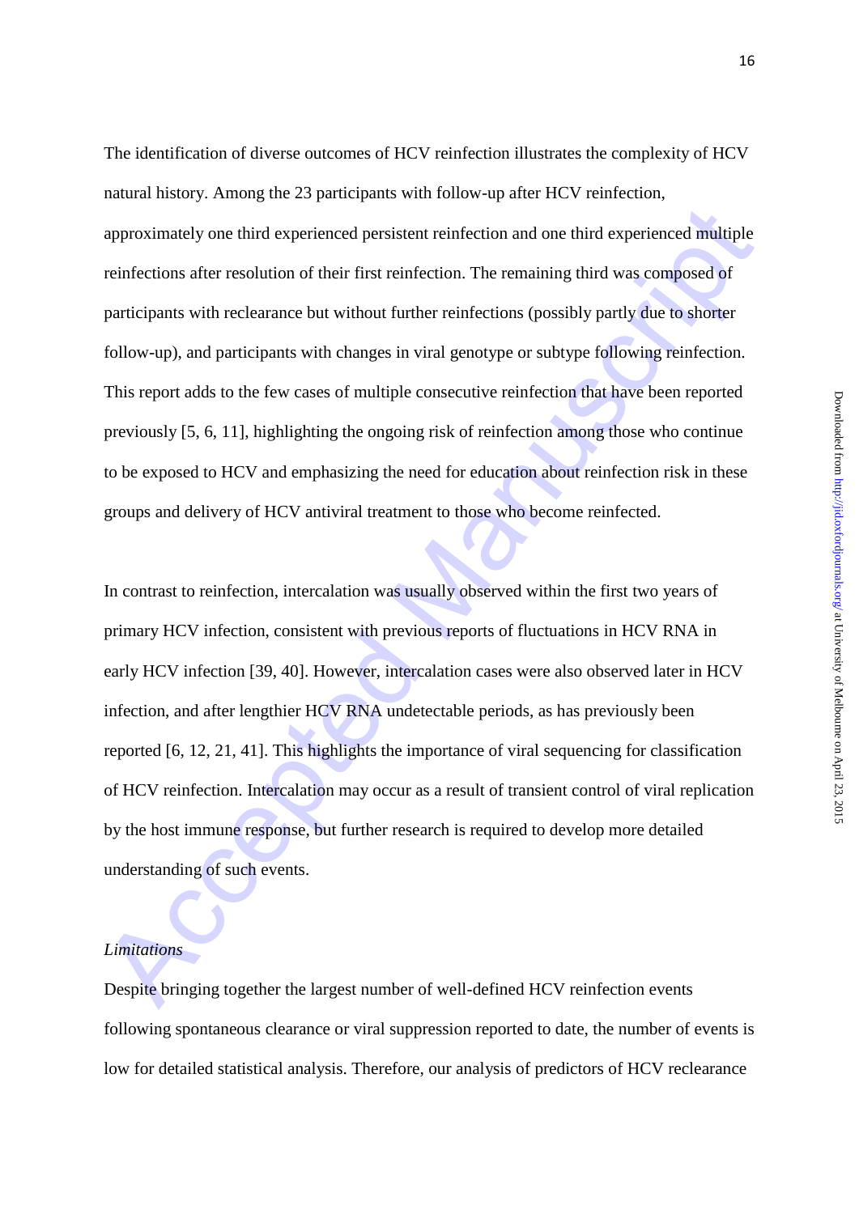The identification of diverse outcomes of HCV reinfection illustrates the complexity of HCV natural history. Among the 23 participants with follow-up after HCV reinfection, approximately one third experienced persistent reinfection and one third experienced multiple reinfections after resolution of their first reinfection. The remaining third was composed of participants with reclearance but without further reinfections (possibly partly due to shorter follow-up), and participants with changes in viral genotype or subtype following reinfection. This report adds to the few cases of multiple consecutive reinfection that have been reported previously [5, 6, 11], highlighting the ongoing risk of reinfection among those who continue to be exposed to HCV and emphasizing the need for education about reinfection risk in these groups and delivery of HCV antiviral treatment to those who become reinfected.

In contrast to reinfection, intercalation was usually observed within the first two years of primary HCV infection, consistent with previous reports of fluctuations in HCV RNA in early HCV infection [39, 40]. However, intercalation cases were also observed later in HCV infection, and after lengthier HCV RNA undetectable periods, as has previously been reported [6, 12, 21, 41]. This highlights the importance of viral sequencing for classification of HCV reinfection. Intercalation may occur as a result of transient control of viral replication by the host immune response, but further research is required to develop more detailed understanding of such events.

*Limitations*

Despite bringing together the largest number of well-defined HCV reinfection events following spontaneous clearance or viral suppression reported to date, the number of events is low for detailed statistical analysis. Therefore, our analysis of predictors of HCV reclearance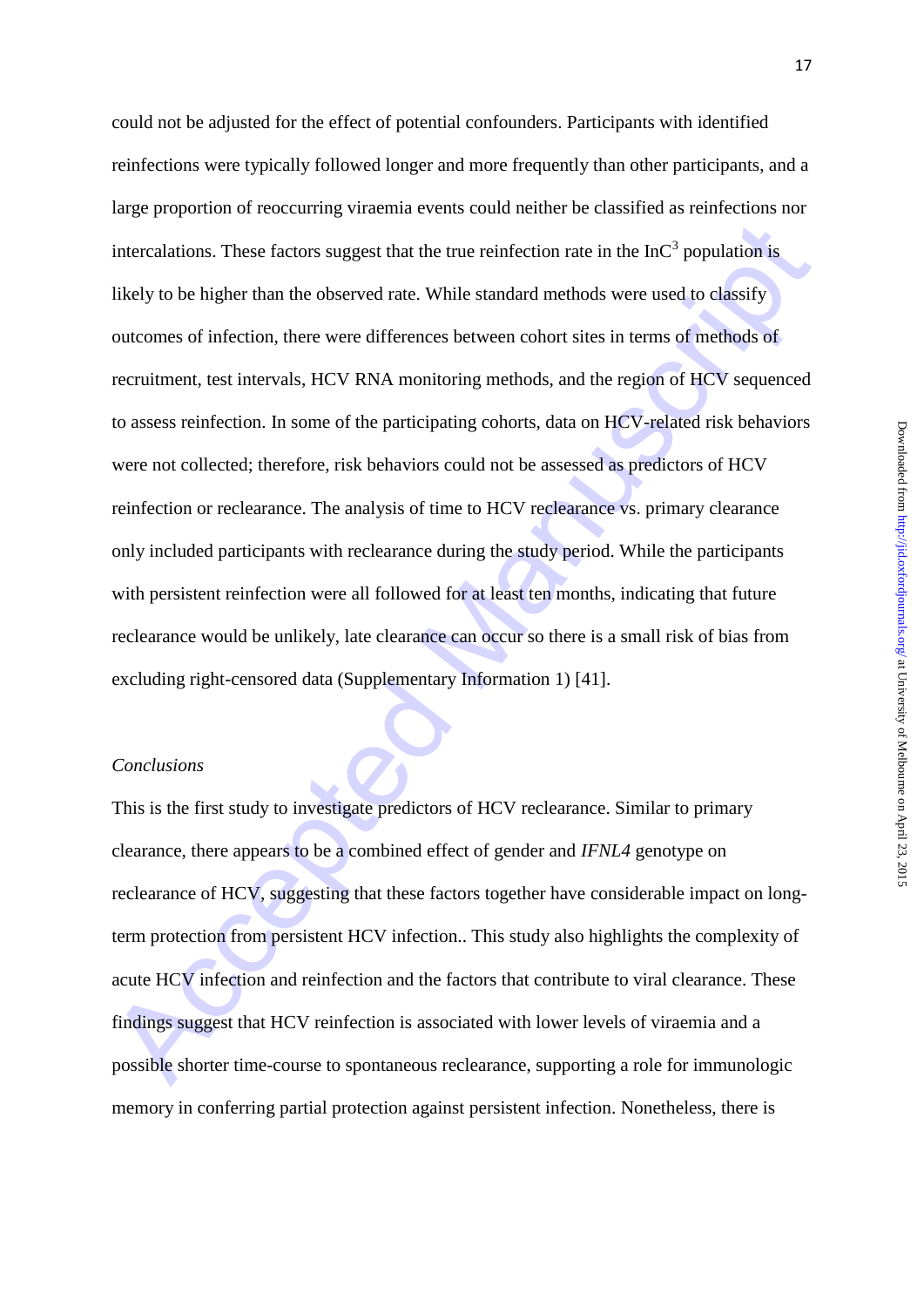could not be adjusted for the effect of potential confounders. Participants with identified reinfections were typically followed longer and more frequently than other participants, and a large proportion of reoccurring viraemia events could neither be classified as reinfections nor intercalations. These factors suggest that the true reinfection rate in the InC$^3$ population is likely to be higher than the observed rate. While standard methods were used to classify outcomes of infection, there were differences between cohort sites in terms of methods of recruitment, test intervals, HCV RNA monitoring methods, and the region of HCV sequenced to assess reinfection. In some of the participating cohorts, data on HCV-related risk behaviors were not collected; therefore, risk behaviors could not be assessed as predictors of HCV reinfection or reclearance. The analysis of time to HCV reclearance vs. primary clearance only included participants with reclearance during the study period. While the participants with persistent reinfection were all followed for at least ten months, indicating that future reclearance would be unlikely, late clearance can occur so there is a small risk of bias from excluding right-censored data (Supplementary Information 1) [41].

*Conclusions*

This is the first study to investigate predictors of HCV reclearance. Similar to primary clearance, there appears to be a combined effect of gender and *IFNL4* genotype on reclearance of HCV, suggesting that these factors together have considerable impact on long-term protection from persistent HCV infection.. This study also highlights the complexity of acute HCV infection and reinfection and the factors that contribute to viral clearance. These findings suggest that HCV reinfection is associated with lower levels of viraemia and a possible shorter time-course to spontaneous reclearance, supporting a role for immunologic memory in conferring partial protection against persistent infection. Nonetheless, there is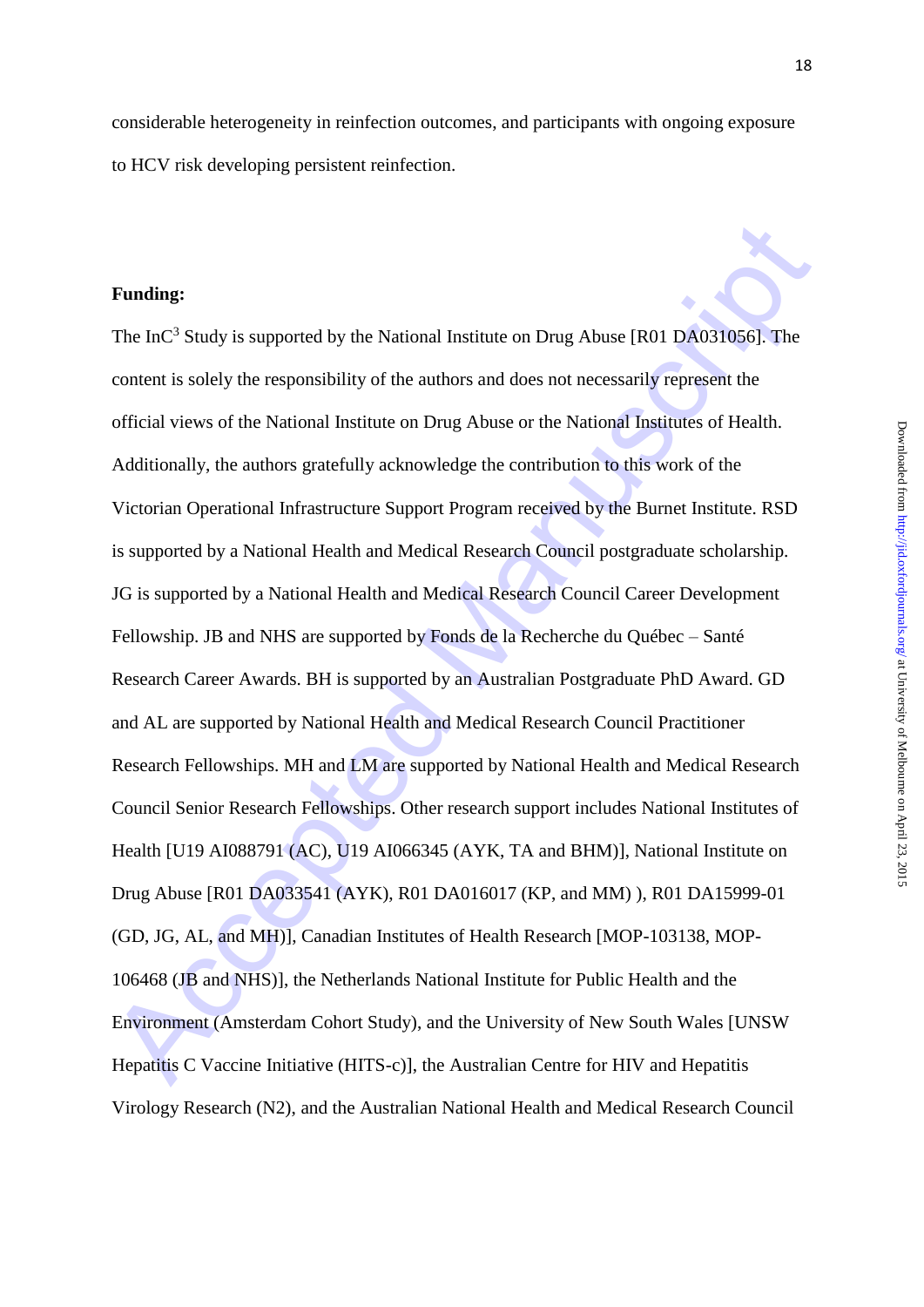considerable heterogeneity in reinfection outcomes, and participants with ongoing exposure to HCV risk developing persistent reinfection.

**Funding:**

The InC$^3$ Study is supported by the National Institute on Drug Abuse [R01 DA031056]. The content is solely the responsibility of the authors and does not necessarily represent the official views of the National Institute on Drug Abuse or the National Institutes of Health. Additionally, the authors gratefully acknowledge the contribution to this work of the Victorian Operational Infrastructure Support Program received by the Burnet Institute. RSD is supported by a National Health and Medical Research Council postgraduate scholarship. JG is supported by a National Health and Medical Research Council Career Development Fellowship. JB and NHS are supported by Fonds de la Recherche du Québec – Santé Research Career Awards. BH is supported by an Australian Postgraduate PhD Award. GD and AL are supported by National Health and Medical Research Council Practitioner Research Fellowships. MH and LM are supported by National Health and Medical Research Council Senior Research Fellowships. Other research support includes National Institutes of Health [U19 AI088791 (AC), U19 AI066345 (AYK, TA and BHM)], National Institute on Drug Abuse [R01 DA033541 (AYK), R01 DA016017 (KP, and MM) ), R01 DA15999-01 (GD, JG, AL, and MH)], Canadian Institutes of Health Research [MOP-103138, MOP-106468 (JB and NHS)], the Netherlands National Institute for Public Health and the Environment (Amsterdam Cohort Study), and the University of New South Wales [UNSW Hepatitis C Vaccine Initiative (HITS-c)], the Australian Centre for HIV and Hepatitis Virology Research (N2), and the Australian National Health and Medical Research Council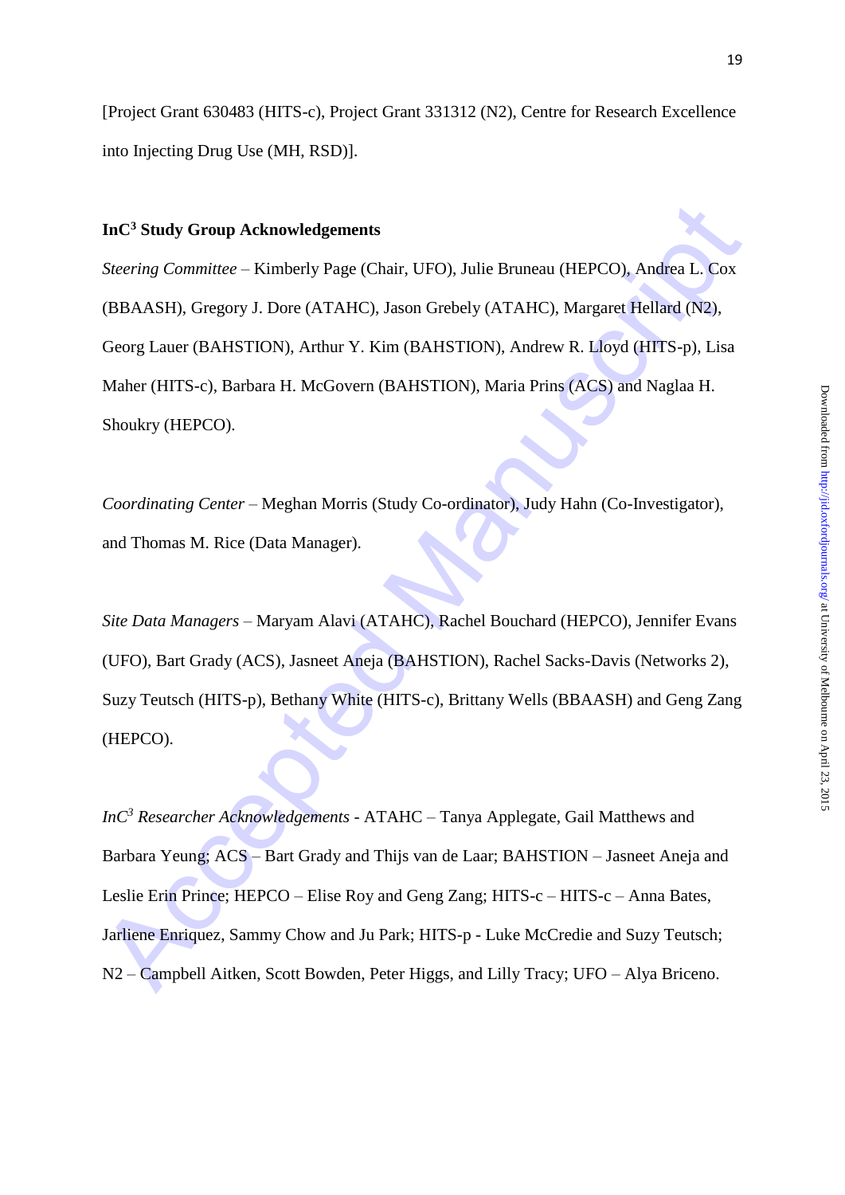[Project Grant 630483 (HITS-c), Project Grant 331312 (N2), Centre for Research Excellence into Injecting Drug Use (MH, RSD)].

**InC³ Study Group Acknowledgements**

*Steering Committee* – Kimberly Page (Chair, UFO), Julie Bruneau (HEPCO), Andrea L. Cox (BBAASH), Gregory J. Dore (ATAHC), Jason Grebely (ATAHC), Margaret Hellard (N2), Georg Lauer (BAHSTION), Arthur Y. Kim (BAHSTION), Andrew R. Lloyd (HITS-p), Lisa Maher (HITS-c), Barbara H. McGovern (BAHSTION), Maria Prins (ACS) and Naglaa H. Shoukry (HEPCO).

*Coordinating Center* – Meghan Morris (Study Co-ordinator), Judy Hahn (Co-Investigator), and Thomas M. Rice (Data Manager).

*Site Data Managers* – Maryam Alavi (ATAHC), Rachel Bouchard (HEPCO), Jennifer Evans (UFO), Bart Grady (ACS), Jasneet Aneja (BAHSTION), Rachel Sacks-Davis (Networks 2), Suzy Teutsch (HITS-p), Bethany White (HITS-c), Brittany Wells (BBAASH) and Geng Zang (HEPCO).

*InC³ Researcher Acknowledgements* - ATAHC – Tanya Applegate, Gail Matthews and Barbara Yeung; ACS – Bart Grady and Thijs van de Laar; BAHSTION – Jasneet Aneja and Leslie Erin Prince; HEPCO – Elise Roy and Geng Zang; HITS-c – HITS-c – Anna Bates, Jarliene Enriquez, Sammy Chow and Ju Park; HITS-p - Luke McCredie and Suzy Teutsch; N2 – Campbell Aitken, Scott Bowden, Peter Higgs, and Lilly Tracy; UFO – Alya Briceno.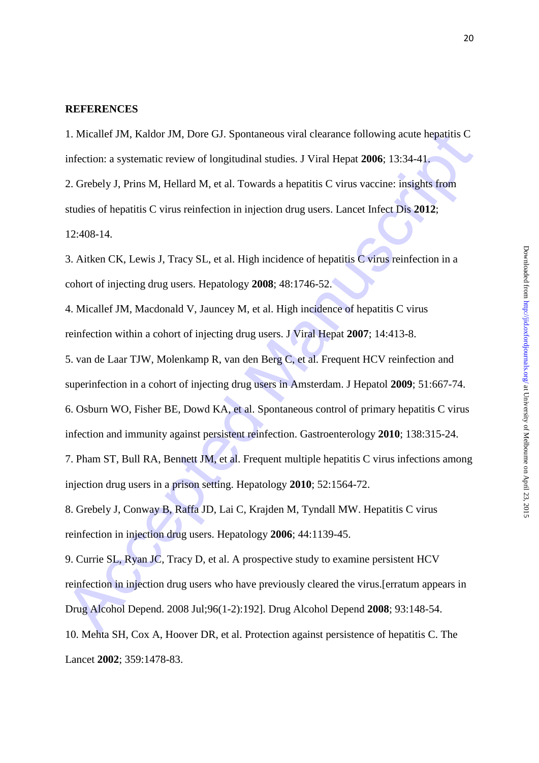## REFERENCES

1. Micallef JM, Kaldor JM, Dore GJ. Spontaneous viral clearance following acute hepatitis C infection: a systematic review of longitudinal studies. J Viral Hepat **2006**; 13:34-41.

2. Grebely J, Prins M, Hellard M, et al. Towards a hepatitis C virus vaccine: insights from studies of hepatitis C virus reinfection in injection drug users. Lancet Infect Dis **2012**; 12:408-14.

3. Aitken CK, Lewis J, Tracy SL, et al. High incidence of hepatitis C virus reinfection in a cohort of injecting drug users. Hepatology **2008**; 48:1746-52.

4. Micallef JM, Macdonald V, Jauncey M, et al. High incidence of hepatitis C virus reinfection within a cohort of injecting drug users. J Viral Hepat **2007**; 14:413-8.

5. van de Laar TJW, Molenkamp R, van den Berg C, et al. Frequent HCV reinfection and superinfection in a cohort of injecting drug users in Amsterdam. J Hepatol **2009**; 51:667-74.

6. Osburn WO, Fisher BE, Dowd KA, et al. Spontaneous control of primary hepatitis C virus infection and immunity against persistent reinfection. Gastroenterology **2010**; 138:315-24.

7. Pham ST, Bull RA, Bennett JM, et al. Frequent multiple hepatitis C virus infections among injection drug users in a prison setting. Hepatology **2010**; 52:1564-72.

8. Grebely J, Conway B, Raffa JD, Lai C, Krajden M, Tyndall MW. Hepatitis C virus reinfection in injection drug users. Hepatology **2006**; 44:1139-45.

9. Currie SL, Ryan JC, Tracy D, et al. A prospective study to examine persistent HCV reinfection in injection drug users who have previously cleared the virus.[erratum appears in Drug Alcohol Depend. 2008 Jul;96(1-2):192]. Drug Alcohol Depend **2008**; 93:148-54.

10. Mehta SH, Cox A, Hoover DR, et al. Protection against persistence of hepatitis C. The Lancet **2002**; 359:1478-83.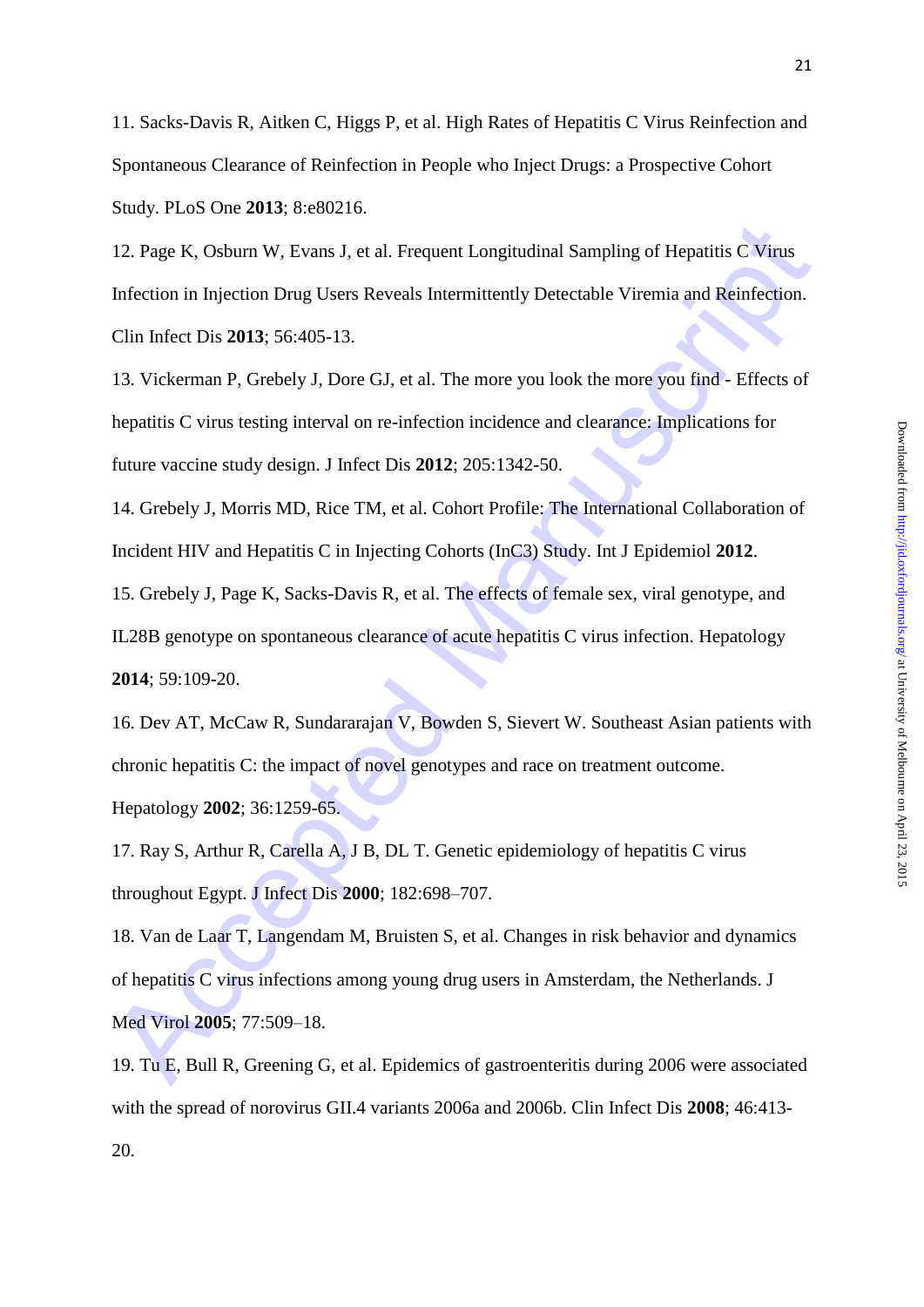11. Sacks-Davis R, Aitken C, Higgs P, et al. High Rates of Hepatitis C Virus Reinfection and Spontaneous Clearance of Reinfection in People who Inject Drugs: a Prospective Cohort Study. PLoS One **2013**; 8:e80216.

12. Page K, Osburn W, Evans J, et al. Frequent Longitudinal Sampling of Hepatitis C Virus Infection in Injection Drug Users Reveals Intermittently Detectable Viremia and Reinfection. Clin Infect Dis **2013**; 56:405-13.

13. Vickerman P, Grebely J, Dore GJ, et al. The more you look the more you find - Effects of hepatitis C virus testing interval on re-infection incidence and clearance: Implications for future vaccine study design. J Infect Dis **2012**; 205:1342-50.

14. Grebely J, Morris MD, Rice TM, et al. Cohort Profile: The International Collaboration of Incident HIV and Hepatitis C in Injecting Cohorts (InC3) Study. Int J Epidemiol **2012**.

15. Grebely J, Page K, Sacks-Davis R, et al. The effects of female sex, viral genotype, and IL28B genotype on spontaneous clearance of acute hepatitis C virus infection. Hepatology **2014**; 59:109-20.

16. Dev AT, McCaw R, Sundararajan V, Bowden S, Sievert W. Southeast Asian patients with chronic hepatitis C: the impact of novel genotypes and race on treatment outcome. Hepatology **2002**; 36:1259-65.

17. Ray S, Arthur R, Carella A, J B, DL T. Genetic epidemiology of hepatitis C virus throughout Egypt. J Infect Dis **2000**; 182:698–707.

18. Van de Laar T, Langendam M, Bruisten S, et al. Changes in risk behavior and dynamics of hepatitis C virus infections among young drug users in Amsterdam, the Netherlands. J Med Virol **2005**; 77:509–18.

19. Tu E, Bull R, Greening G, et al. Epidemics of gastroenteritis during 2006 were associated with the spread of norovirus GII.4 variants 2006a and 2006b. Clin Infect Dis **2008**; 46:413-20.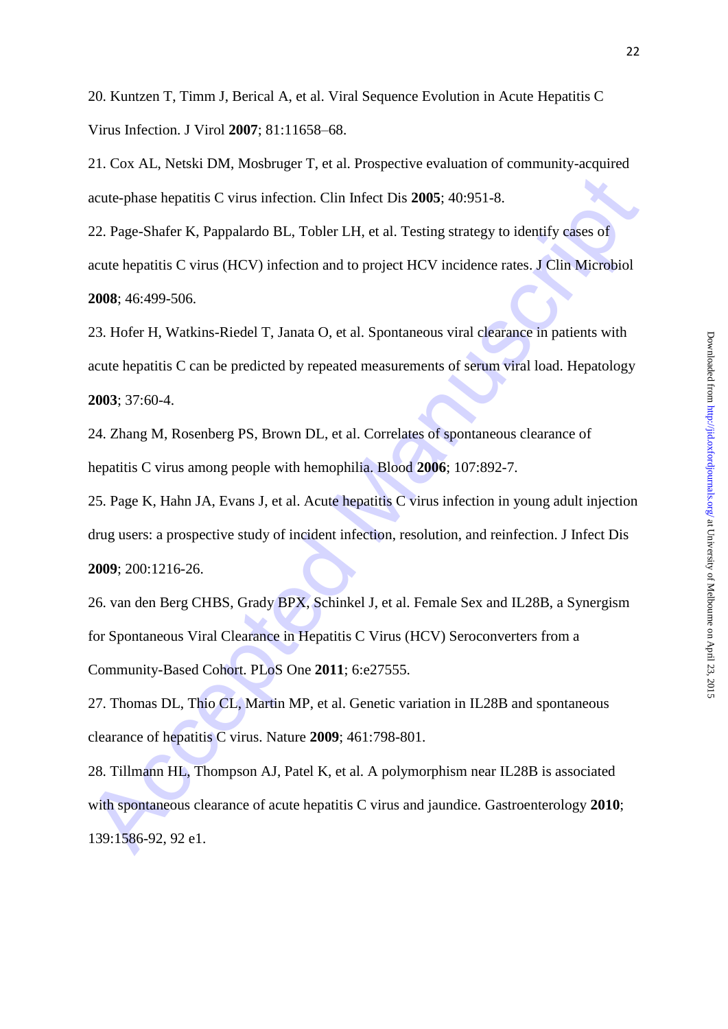20. Kuntzen T, Timm J, Berical A, et al. Viral Sequence Evolution in Acute Hepatitis C Virus Infection. J Virol **2007**; 81:11658–68.

21. Cox AL, Netski DM, Mosbruger T, et al. Prospective evaluation of community-acquired acute-phase hepatitis C virus infection. Clin Infect Dis **2005**; 40:951-8.

22. Page-Shafer K, Pappalardo BL, Tobler LH, et al. Testing strategy to identify cases of acute hepatitis C virus (HCV) infection and to project HCV incidence rates. J Clin Microbiol **2008**; 46:499-506.

23. Hofer H, Watkins-Riedel T, Janata O, et al. Spontaneous viral clearance in patients with acute hepatitis C can be predicted by repeated measurements of serum viral load. Hepatology **2003**; 37:60-4.

24. Zhang M, Rosenberg PS, Brown DL, et al. Correlates of spontaneous clearance of hepatitis C virus among people with hemophilia. Blood **2006**; 107:892-7.

25. Page K, Hahn JA, Evans J, et al. Acute hepatitis C virus infection in young adult injection drug users: a prospective study of incident infection, resolution, and reinfection. J Infect Dis **2009**; 200:1216-26.

26. van den Berg CHBS, Grady BPX, Schinkel J, et al. Female Sex and IL28B, a Synergism for Spontaneous Viral Clearance in Hepatitis C Virus (HCV) Seroconverters from a Community-Based Cohort. PLoS One **2011**; 6:e27555.

27. Thomas DL, Thio CL, Martin MP, et al. Genetic variation in IL28B and spontaneous clearance of hepatitis C virus. Nature **2009**; 461:798-801.

28. Tillmann HL, Thompson AJ, Patel K, et al. A polymorphism near IL28B is associated with spontaneous clearance of acute hepatitis C virus and jaundice. Gastroenterology **2010**; 139:1586-92, 92 e1.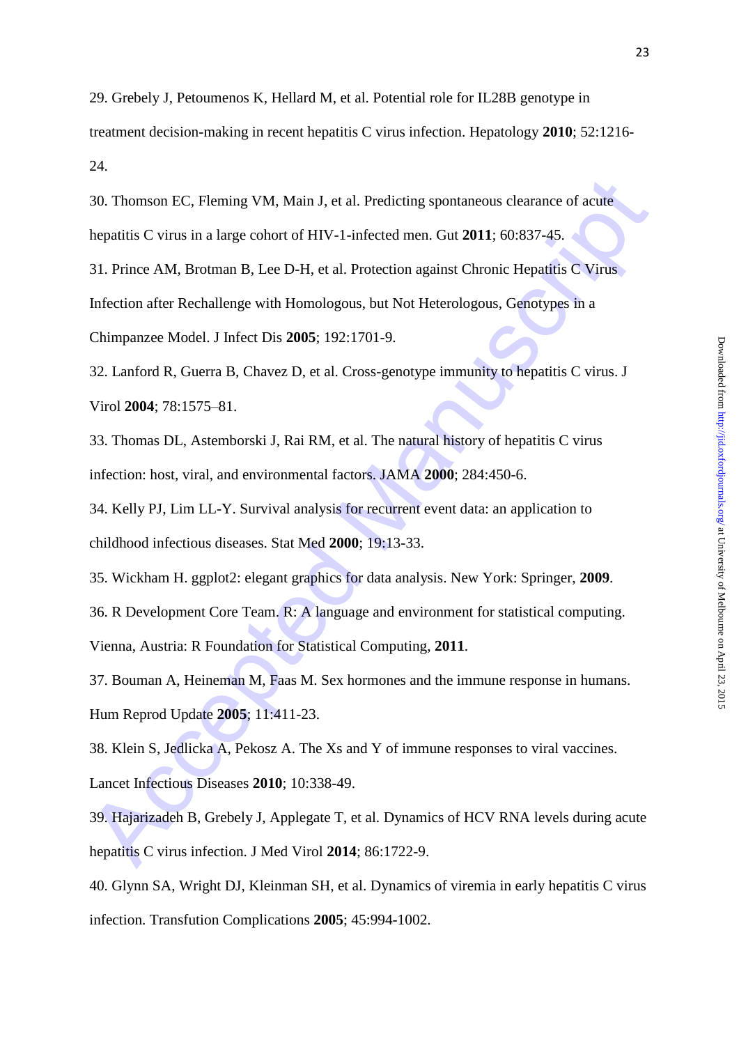29. Grebely J, Petoumenos K, Hellard M, et al. Potential role for IL28B genotype in treatment decision-making in recent hepatitis C virus infection. Hepatology **2010**; 52:1216-24.

30. Thomson EC, Fleming VM, Main J, et al. Predicting spontaneous clearance of acute hepatitis C virus in a large cohort of HIV-1-infected men. Gut **2011**; 60:837-45.

31. Prince AM, Brotman B, Lee D-H, et al. Protection against Chronic Hepatitis C Virus Infection after Rechallenge with Homologous, but Not Heterologous, Genotypes in a Chimpanzee Model. J Infect Dis **2005**; 192:1701-9.

32. Lanford R, Guerra B, Chavez D, et al. Cross-genotype immunity to hepatitis C virus. J Virol **2004**; 78:1575–81.

33. Thomas DL, Astemborski J, Rai RM, et al. The natural history of hepatitis C virus infection: host, viral, and environmental factors. JAMA **2000**; 284:450-6.

34. Kelly PJ, Lim LL-Y. Survival analysis for recurrent event data: an application to childhood infectious diseases. Stat Med **2000**; 19:13-33.

35. Wickham H. ggplot2: elegant graphics for data analysis. New York: Springer, **2009**.

36. R Development Core Team. R: A language and environment for statistical computing. Vienna, Austria: R Foundation for Statistical Computing, **2011**.

37. Bouman A, Heineman M, Faas M. Sex hormones and the immune response in humans. Hum Reprod Update **2005**; 11:411-23.

38. Klein S, Jedlicka A, Pekosz A. The Xs and Y of immune responses to viral vaccines. Lancet Infectious Diseases **2010**; 10:338-49.

39. Hajarizadeh B, Grebely J, Applegate T, et al. Dynamics of HCV RNA levels during acute hepatitis C virus infection. J Med Virol **2014**; 86:1722-9.

40. Glynn SA, Wright DJ, Kleinman SH, et al. Dynamics of viremia in early hepatitis C virus infection. Transfution Complications **2005**; 45:994-1002.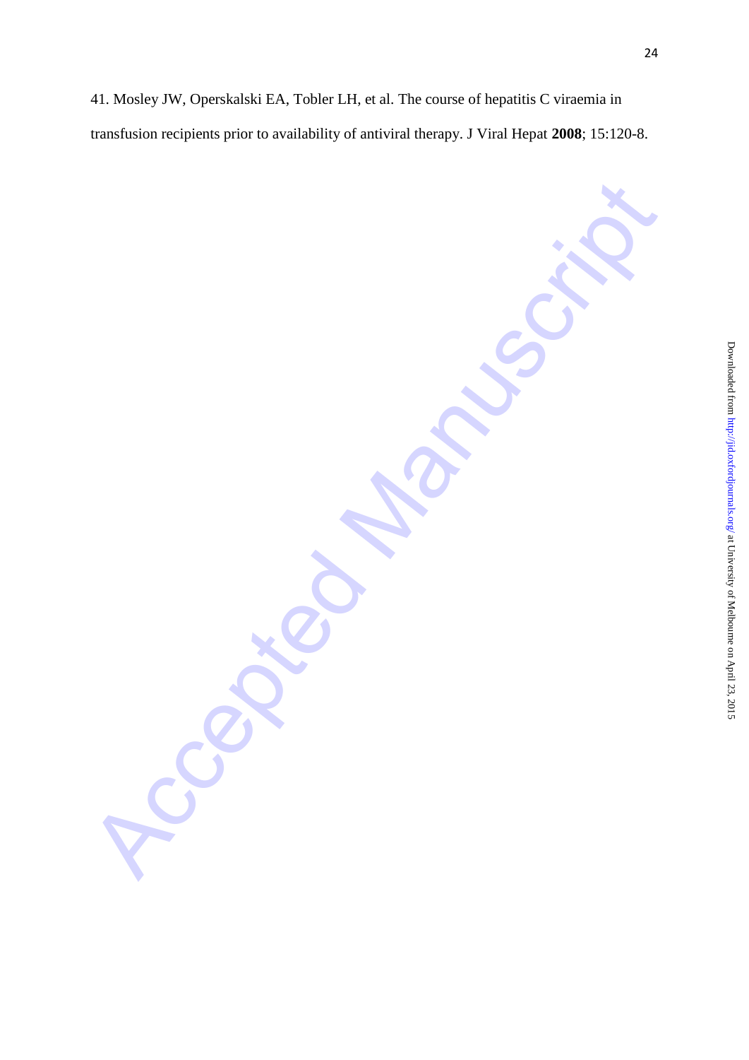41. Mosley JW, Operskalski EA, Tobler LH, et al. The course of hepatitis C viraemia in transfusion recipients prior to availability of antiviral therapy. J Viral Hepat **2008**; 15:120-8.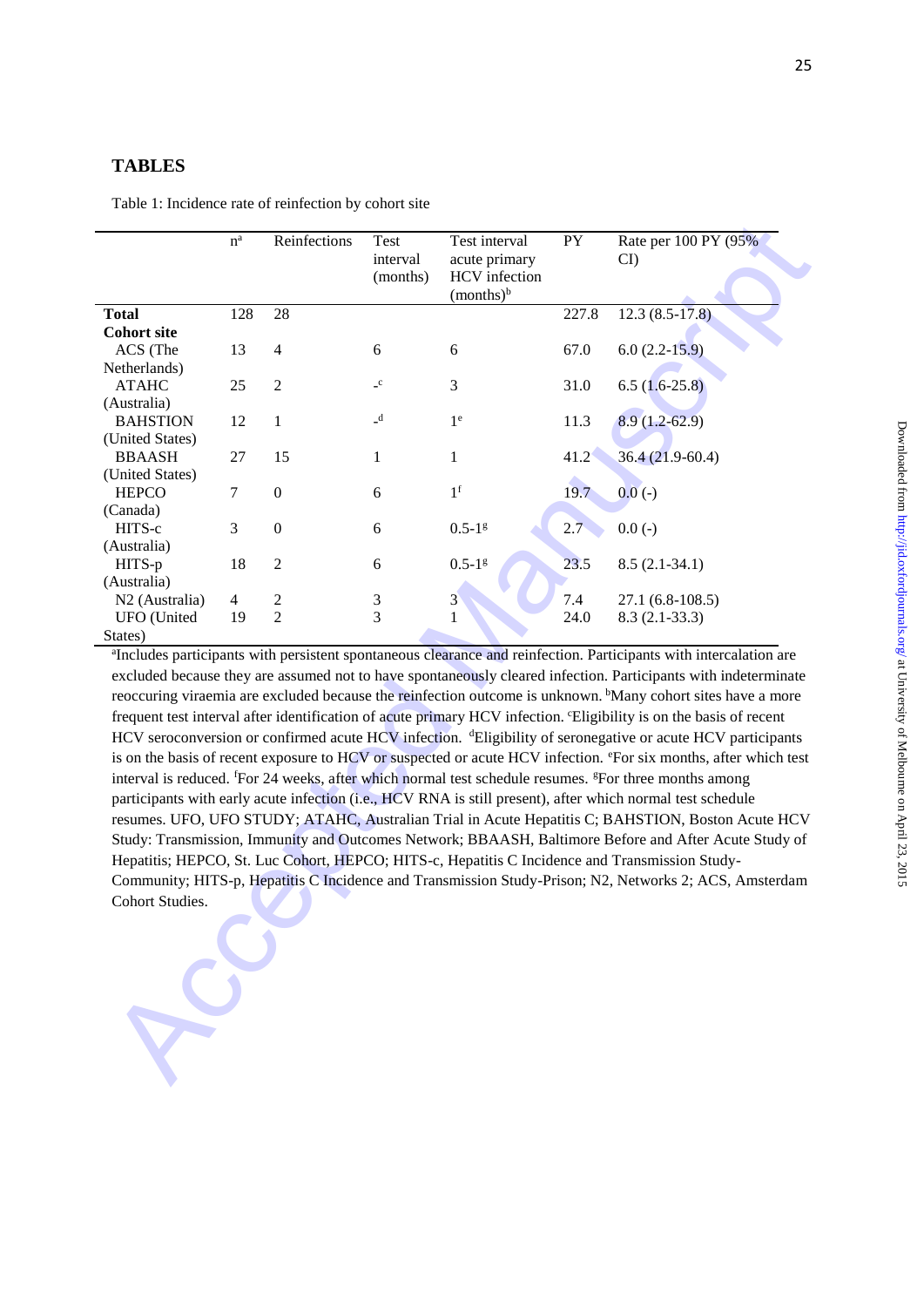# TABLES

Table 1: Incidence rate of reinfection by cohort site

| | n[a] | Reinfections | Test interval (months) | Test interval acute primary HCV infection (months)[b] | PY | Rate per 100 PY (95% CI) |
|---|---|---|---|---|---|---|
| **Total** | 128 | 28 | | | 227.8 | 12.3 (8.5-17.8) |
| **Cohort site** | | | | | | |
| ACS (The Netherlands) | 13 | 4 | 6 | 6 | 67.0 | 6.0 (2.2-15.9) |
| ATAHC (Australia) | 25 | 2 | -[c] | 3 | 31.0 | 6.5 (1.6-25.8) |
| BAHSTION (United States) | 12 | 1 | -[d] | 1[e] | 11.3 | 8.9 (1.2-62.9) |
| BBAASH (United States) | 27 | 15 | 1 | 1 | 41.2 | 36.4 (21.9-60.4) |
| HEPCO (Canada) | 7 | 0 | 6 | 1[f] | 19.7 | 0.0 (-) |
| HITS-c (Australia) | 3 | 0 | 6 | 0.5-1[g] | 2.7 | 0.0 (-) |
| HITS-p (Australia) | 18 | 2 | 6 | 0.5-1[g] | 23.5 | 8.5 (2.1-34.1) |
| N2 (Australia) | 4 | 2 | 3 | 3 | 7.4 | 27.1 (6.8-108.5) |
| UFO (United States) | 19 | 2 | 3 | 1 | 24.0 | 8.3 (2.1-33.3) |

[a]Includes participants with persistent spontaneous clearance and reinfection. Participants with intercalation are excluded because they are assumed not to have spontaneously cleared infection. Participants with indeterminate reoccuring viraemia are excluded because the reinfection outcome is unknown. [b]Many cohort sites have a more frequent test interval after identification of acute primary HCV infection. [c]Eligibility is on the basis of recent HCV seroconversion or confirmed acute HCV infection. [d]Eligibility of seronegative or acute HCV participants is on the basis of recent exposure to HCV or suspected or acute HCV infection. [e]For six months, after which test interval is reduced. [f]For 24 weeks, after which normal test schedule resumes. [g]For three months among participants with early acute infection (i.e., HCV RNA is still present), after which normal test schedule resumes. UFO, UFO STUDY; ATAHC, Australian Trial in Acute Hepatitis C; BAHSTION, Boston Acute HCV Study: Transmission, Immunity and Outcomes Network; BBAASH, Baltimore Before and After Acute Study of Hepatitis; HEPCO, St. Luc Cohort, HEPCO; HITS-c, Hepatitis C Incidence and Transmission Study-Community; HITS-p, Hepatitis C Incidence and Transmission Study-Prison; N2, Networks 2; ACS, Amsterdam Cohort Studies.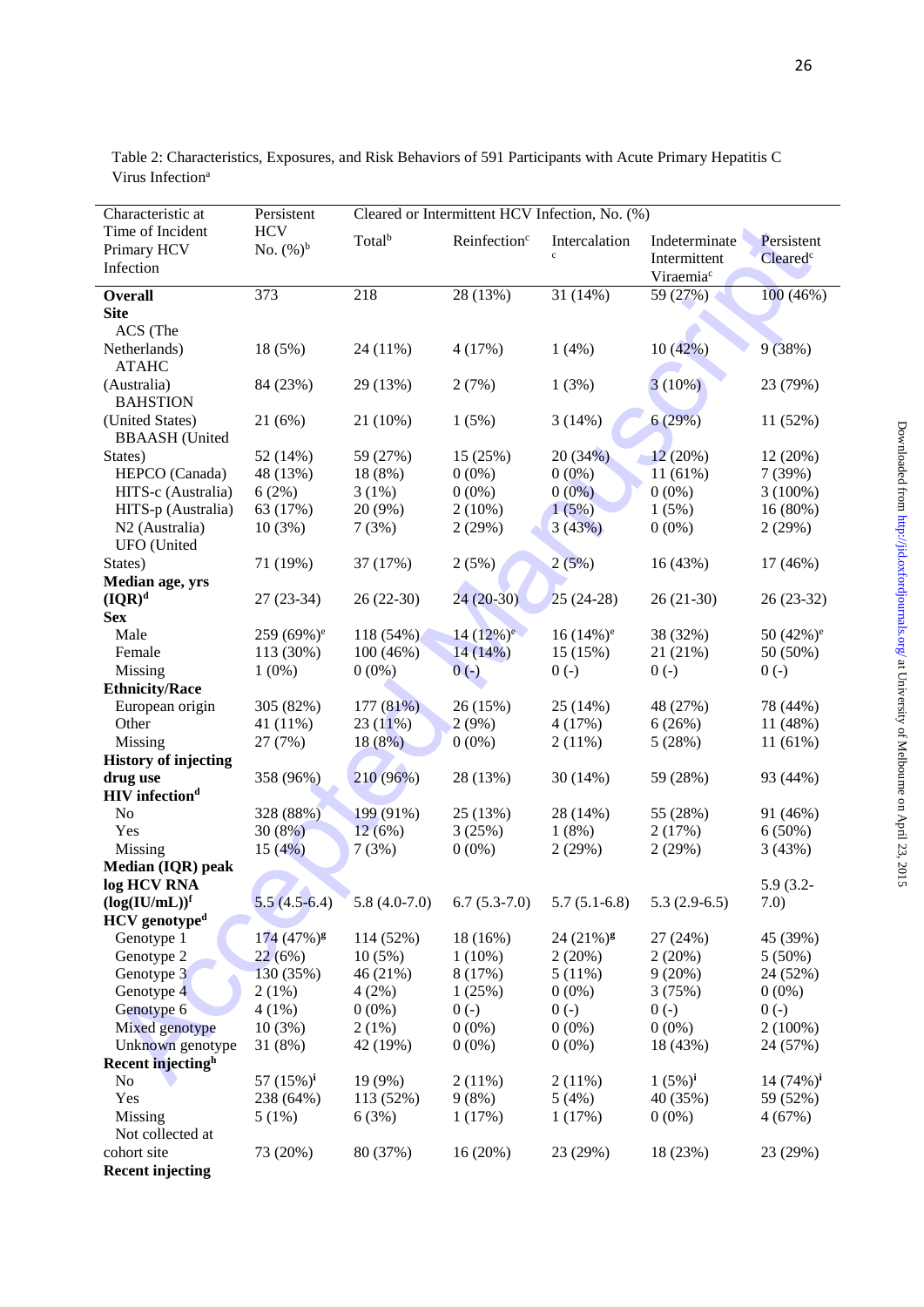Table 2: Characteristics, Exposures, and Risk Behaviors of 591 Participants with Acute Primary Hepatitis C Virus Infection[a]

| Characteristic at Time of Incident Primary HCV Infection | Persistent HCV No. (%)[b] | Cleared or Intermittent HCV Infection, No. (%) | | | | |
|---|---|---|---|---|---|---|
| | | Total[b] | Reinfection[c] | Intercalation[c] | Indeterminate Intermittent Viraemia[c] | Persistent Cleared[c] |
| **Overall** | 373 | 218 | 28 (13%) | 31 (14%) | 59 (27%) | 100 (46%) |
| **Site** | | | | | | |
| ACS (The Netherlands) | 18 (5%) | 24 (11%) | 4 (17%) | 1 (4%) | 10 (42%) | 9 (38%) |
| ATAHC (Australia) | 84 (23%) | 29 (13%) | 2 (7%) | 1 (3%) | 3 (10%) | 23 (79%) |
| BAHSTION (United States) | 21 (6%) | 21 (10%) | 1 (5%) | 3 (14%) | 6 (29%) | 11 (52%) |
| BBAASH (United States) | 52 (14%) | 59 (27%) | 15 (25%) | 20 (34%) | 12 (20%) | 12 (20%) |
| HEPCO (Canada) | 48 (13%) | 18 (8%) | 0 (0%) | 0 (0%) | 11 (61%) | 7 (39%) |
| HITS-c (Australia) | 6 (2%) | 3 (1%) | 0 (0%) | 0 (0%) | 0 (0%) | 3 (100%) |
| HITS-p (Australia) | 63 (17%) | 20 (9%) | 2 (10%) | 1 (5%) | 1 (5%) | 16 (80%) |
| N2 (Australia) | 10 (3%) | 7 (3%) | 2 (29%) | 3 (43%) | 0 (0%) | 2 (29%) |
| UFO (United States) | 71 (19%) | 37 (17%) | 2 (5%) | 2 (5%) | 16 (43%) | 17 (46%) |
| **Median age, yrs (IQR)[d]** | 27 (23-34) | 26 (22-30) | 24 (20-30) | 25 (24-28) | 26 (21-30) | 26 (23-32) |
| **Sex** | | | | | | |
| Male | 259 (69%)[e] | 118 (54%) | 14 (12%)[e] | 16 (14%)[e] | 38 (32%) | 50 (42%)[e] |
| Female | 113 (30%) | 100 (46%) | 14 (14%) | 15 (15%) | 21 (21%) | 50 (50%) |
| Missing | 1 (0%) | 0 (0%) | 0 (-) | 0 (-) | 0 (-) | 0 (-) |
| **Ethnicity/Race** | | | | | | |
| European origin | 305 (82%) | 177 (81%) | 26 (15%) | 25 (14%) | 48 (27%) | 78 (44%) |
| Other | 41 (11%) | 23 (11%) | 2 (9%) | 4 (17%) | 6 (26%) | 11 (48%) |
| Missing | 27 (7%) | 18 (8%) | 0 (0%) | 2 (11%) | 5 (28%) | 11 (61%) |
| **History of injecting drug use** | 358 (96%) | 210 (96%) | 28 (13%) | 30 (14%) | 59 (28%) | 93 (44%) |
| **HIV infection[d]** | | | | | | |
| No | 328 (88%) | 199 (91%) | 25 (13%) | 28 (14%) | 55 (28%) | 91 (46%) |
| Yes | 30 (8%) | 12 (6%) | 3 (25%) | 1 (8%) | 2 (17%) | 6 (50%) |
| Missing | 15 (4%) | 7 (3%) | 0 (0%) | 2 (29%) | 2 (29%) | 3 (43%) |
| **Median (IQR) peak log HCV RNA (log(IU/mL))[f]** | 5.5 (4.5-6.4) | 5.8 (4.0-7.0) | 6.7 (5.3-7.0) | 5.7 (5.1-6.8) | 5.3 (2.9-6.5) | 5.9 (3.2-7.0) |
| **HCV genotype[d]** | | | | | | |
| Genotype 1 | 174 (47%)[g] | 114 (52%) | 18 (16%) | 24 (21%)[g] | 27 (24%) | 45 (39%) |
| Genotype 2 | 22 (6%) | 10 (5%) | 1 (10%) | 2 (20%) | 2 (20%) | 5 (50%) |
| Genotype 3 | 130 (35%) | 46 (21%) | 8 (17%) | 5 (11%) | 9 (20%) | 24 (52%) |
| Genotype 4 | 2 (1%) | 4 (2%) | 1 (25%) | 0 (0%) | 3 (75%) | 0 (0%) |
| Genotype 6 | 4 (1%) | 0 (0%) | 0 (-) | 0 (-) | 0 (-) | 0 (-) |
| Mixed genotype | 10 (3%) | 2 (1%) | 0 (0%) | 0 (0%) | 0 (0%) | 2 (100%) |
| Unknown genotype | 31 (8%) | 42 (19%) | 0 (0%) | 0 (0%) | 18 (43%) | 24 (57%) |
| **Recent injecting[h]** | | | | | | |
| No | 57 (15%)[i] | 19 (9%) | 2 (11%) | 2 (11%) | 1 (5%)[i] | 14 (74%)[i] |
| Yes | 238 (64%) | 113 (52%) | 9 (8%) | 5 (4%) | 40 (35%) | 59 (52%) |
| Missing | 5 (1%) | 6 (3%) | 1 (17%) | 1 (17%) | 0 (0%) | 4 (67%) |
| Not collected at cohort site | 73 (20%) | 80 (37%) | 16 (20%) | 23 (29%) | 18 (23%) | 23 (29%) |
| **Recent injecting** | | | | | | |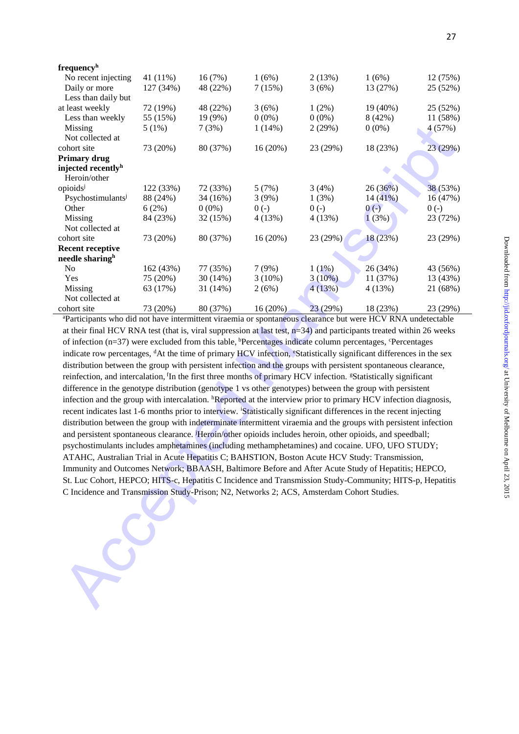| | | | | | | |
|---|---|---|---|---|---|---|
| **frequency[h]** | | | | | | |
| No recent injecting | 41 (11%) | 16 (7%) | 1 (6%) | 2 (13%) | 1 (6%) | 12 (75%) |
| Daily or more | 127 (34%) | 48 (22%) | 7 (15%) | 3 (6%) | 13 (27%) | 25 (52%) |
| Less than daily but at least weekly | 72 (19%) | 48 (22%) | 3 (6%) | 1 (2%) | 19 (40%) | 25 (52%) |
| Less than weekly | 55 (15%) | 19 (9%) | 0 (0%) | 0 (0%) | 8 (42%) | 11 (58%) |
| Missing | 5 (1%) | 7 (3%) | 1 (14%) | 2 (29%) | 0 (0%) | 4 (57%) |
| Not collected at cohort site | 73 (20%) | 80 (37%) | 16 (20%) | 23 (29%) | 18 (23%) | 23 (29%) |
| **Primary drug injected recently[h]** | | | | | | |
| Heroin/other opioids[j] | 122 (33%) | 72 (33%) | 5 (7%) | 3 (4%) | 26 (36%) | 38 (53%) |
| Psychostimulants[j] | 88 (24%) | 34 (16%) | 3 (9%) | 1 (3%) | 14 (41%) | 16 (47%) |
| Other | 6 (2%) | 0 (0%) | 0 (-) | 0 (-) | 0 (-) | 0 (-) |
| Missing | 84 (23%) | 32 (15%) | 4 (13%) | 4 (13%) | 1 (3%) | 23 (72%) |
| Not collected at cohort site | 73 (20%) | 80 (37%) | 16 (20%) | 23 (29%) | 18 (23%) | 23 (29%) |
| **Recent receptive needle sharing[h]** | | | | | | |
| No | 162 (43%) | 77 (35%) | 7 (9%) | 1 (1%) | 26 (34%) | 43 (56%) |
| Yes | 75 (20%) | 30 (14%) | 3 (10%) | 3 (10%) | 11 (37%) | 13 (43%) |
| Missing | 63 (17%) | 31 (14%) | 2 (6%) | 4 (13%) | 4 (13%) | 21 (68%) |
| Not collected at cohort site | 73 (20%) | 80 (37%) | 16 (20%) | 23 (29%) | 18 (23%) | 23 (29%) |

[a]Participants who did not have intermittent viraemia or spontaneous clearance but were HCV RNA undetectable at their final HCV RNA test (that is, viral suppression at last test, n=34) and participants treated within 26 weeks of infection (n=37) were excluded from this table, [b]Percentages indicate column percentages, [c]Percentages indicate row percentages, [d]At the time of primary HCV infection, [e]Statistically significant differences in the sex distribution between the group with persistent infection and the groups with persistent spontaneous clearance, reinfection, and intercalation, [f]In the first three months of primary HCV infection. [g]Statistically significant difference in the genotype distribution (genotype 1 vs other genotypes) between the group with persistent infection and the group with intercalation. [h]Reported at the interview prior to primary HCV infection diagnosis, recent indicates last 1-6 months prior to interview. [i]Statistically significant differences in the recent injecting distribution between the group with indeterminate intermittent viraemia and the groups with persistent infection and persistent spontaneous clearance. [j]Heroin/other opioids includes heroin, other opioids, and speedball; psychostimulants includes amphetamines (including methamphetamines) and cocaine. UFO, UFO STUDY; ATAHC, Australian Trial in Acute Hepatitis C; BAHSTION, Boston Acute HCV Study: Transmission, Immunity and Outcomes Network; BBAASH, Baltimore Before and After Acute Study of Hepatitis; HEPCO, St. Luc Cohort, HEPCO; HITS-c, Hepatitis C Incidence and Transmission Study-Community; HITS-p, Hepatitis C Incidence and Transmission Study-Prison; N2, Networks 2; ACS, Amsterdam Cohort Studies.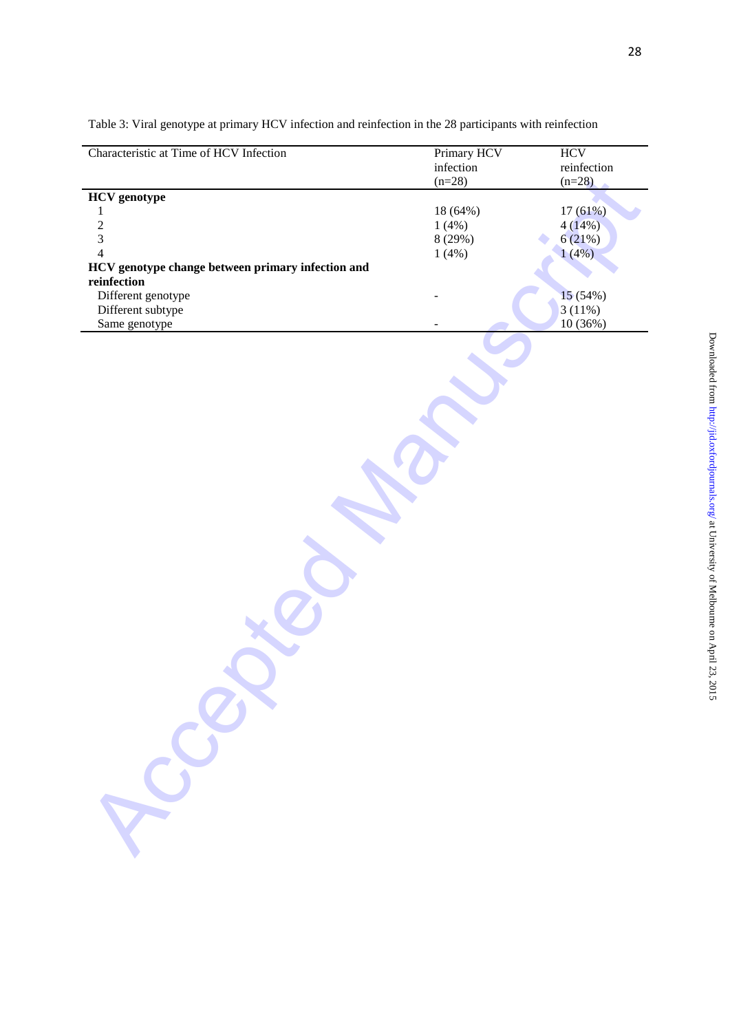Table 3: Viral genotype at primary HCV infection and reinfection in the 28 participants with reinfection

| Characteristic at Time of HCV Infection | Primary HCV infection (n=28) | HCV reinfection (n=28) |
|---|---|---|
| **HCV genotype** | | |
| 1 | 18 (64%) | 17 (61%) |
| 2 | 1 (4%) | 4 (14%) |
| 3 | 8 (29%) | 6 (21%) |
| 4 | 1 (4%) | 1 (4%) |
| **HCV genotype change between primary infection and reinfection** | | |
| Different genotype | - | 15 (54%) |
| Different subtype | | 3 (11%) |
| Same genotype | - | 10 (36%) |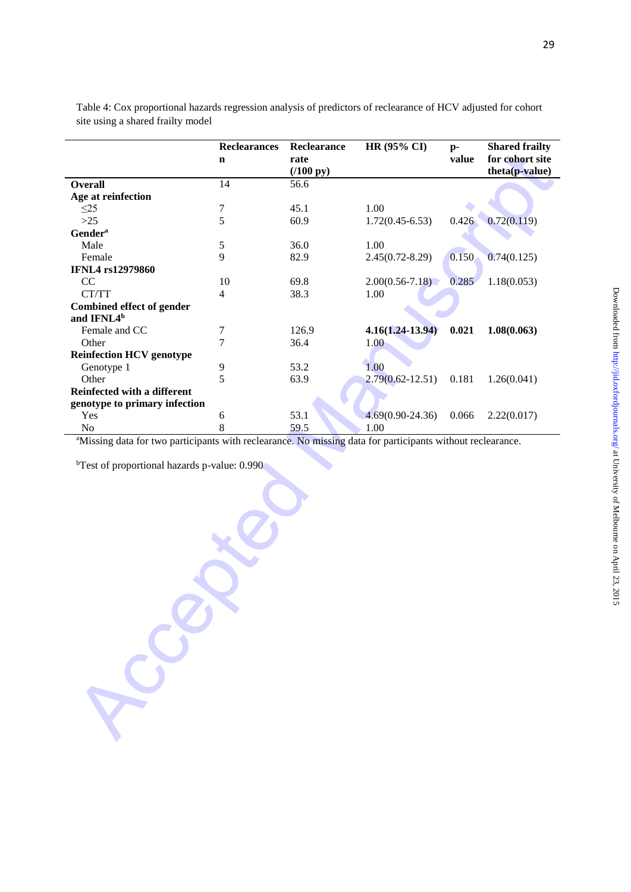Table 4: Cox proportional hazards regression analysis of predictors of reclearance of HCV adjusted for cohort site using a shared frailty model

| | Reclearances n | Reclearance rate (/100 py) | HR (95% CI) | p-value | Shared frailty for cohort site theta(p-value) |
|---|---|---|---|---|---|
| **Overall** | 14 | 56.6 | | | |
| **Age at reinfection** | | | | | |
| ≤25 | 7 | 45.1 | 1.00 | | |
| >25 | 5 | 60.9 | 1.72(0.45-6.53) | 0.426 | 0.72(0.119) |
| **Gender**[a] | | | | | |
| Male | 5 | 36.0 | 1.00 | | |
| Female | 9 | 82.9 | 2.45(0.72-8.29) | 0.150 | 0.74(0.125) |
| **IFNL4 rs12979860** | | | | | |
| CC | 10 | 69.8 | 2.00(0.56-7.18) | 0.285 | 1.18(0.053) |
| CT/TT | 4 | 38.3 | 1.00 | | |
| **Combined effect of gender and IFNL4**[b] | | | | | |
| Female and CC | 7 | 126.9 | **4.16(1.24-13.94)** | **0.021** | **1.08(0.063)** |
| Other | 7 | 36.4 | 1.00 | | |
| **Reinfection HCV genotype** | | | | | |
| Genotype 1 | 9 | 53.2 | 1.00 | | |
| Other | 5 | 63.9 | 2.79(0.62-12.51) | 0.181 | 1.26(0.041) |
| **Reinfected with a different genotype to primary infection** | | | | | |
| Yes | 6 | 53.1 | 4.69(0.90-24.36) | 0.066 | 2.22(0.017) |
| No | 8 | 59.5 | 1.00 | | |

[a]Missing data for two participants with reclearance. No missing data for participants without reclearance.

[b]Test of proportional hazards p-value: 0.990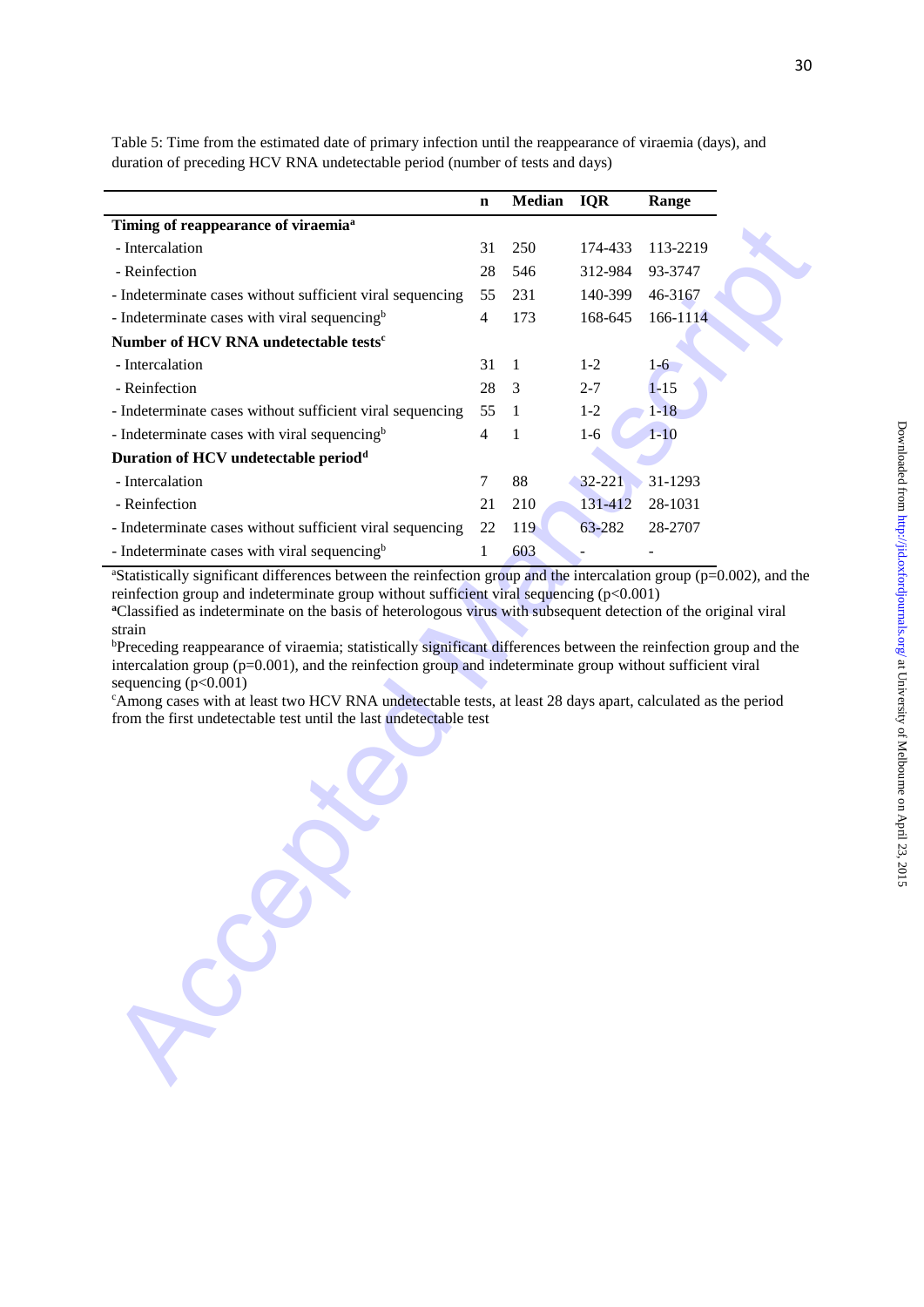Table 5: Time from the estimated date of primary infection until the reappearance of viraemia (days), and duration of preceding HCV RNA undetectable period (number of tests and days)

| | n | Median | IQR | Range |
|---|---|---|---|---|
| **Timing of reappearance of viraemia[a]** | | | | |
| - Intercalation | 31 | 250 | 174-433 | 113-2219 |
| - Reinfection | 28 | 546 | 312-984 | 93-3747 |
| - Indeterminate cases without sufficient viral sequencing | 55 | 231 | 140-399 | 46-3167 |
| - Indeterminate cases with viral sequencing[b] | 4 | 173 | 168-645 | 166-1114 |
| **Number of HCV RNA undetectable tests[c]** | | | | |
| - Intercalation | 31 | 1 | 1-2 | 1-6 |
| - Reinfection | 28 | 3 | 2-7 | 1-15 |
| - Indeterminate cases without sufficient viral sequencing | 55 | 1 | 1-2 | 1-18 |
| - Indeterminate cases with viral sequencing[b] | 4 | 1 | 1-6 | 1-10 |
| **Duration of HCV undetectable period[d]** | | | | |
| - Intercalation | 7 | 88 | 32-221 | 31-1293 |
| - Reinfection | 21 | 210 | 131-412 | 28-1031 |
| - Indeterminate cases without sufficient viral sequencing | 22 | 119 | 63-282 | 28-2707 |
| - Indeterminate cases with viral sequencing[b] | 1 | 603 | - | - |

[a]Statistically significant differences between the reinfection group and the intercalation group ($p=0.002$), and the reinfection group and indeterminate group without sufficient viral sequencing ($p<0.001$)

[a]Classified as indeterminate on the basis of heterologous virus with subsequent detection of the original viral strain

[b]Preceding reappearance of viraemia; statistically significant differences between the reinfection group and the intercalation group ($p=0.001$), and the reinfection group and indeterminate group without sufficient viral sequencing ($p<0.001$)

[c]Among cases with at least two HCV RNA undetectable tests, at least 28 days apart, calculated as the period from the first undetectable test until the last undetectable test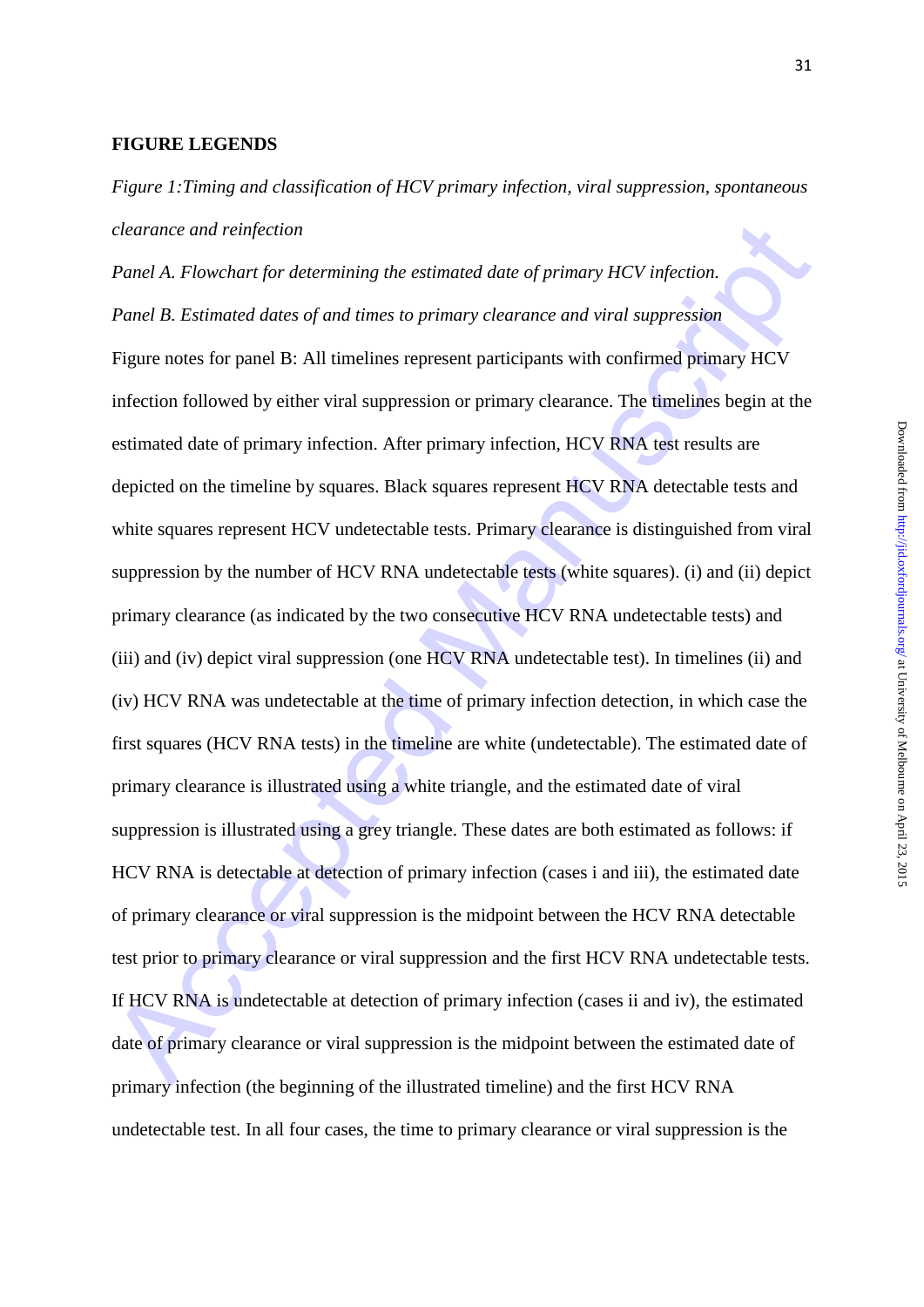**FIGURE LEGENDS**

*Figure 1:Timing and classification of HCV primary infection, viral suppression, spontaneous clearance and reinfection*

*Panel A. Flowchart for determining the estimated date of primary HCV infection.*

*Panel B. Estimated dates of and times to primary clearance and viral suppression*

Figure notes for panel B: All timelines represent participants with confirmed primary HCV infection followed by either viral suppression or primary clearance. The timelines begin at the estimated date of primary infection. After primary infection, HCV RNA test results are depicted on the timeline by squares. Black squares represent HCV RNA detectable tests and white squares represent HCV undetectable tests. Primary clearance is distinguished from viral suppression by the number of HCV RNA undetectable tests (white squares). (i) and (ii) depict primary clearance (as indicated by the two consecutive HCV RNA undetectable tests) and (iii) and (iv) depict viral suppression (one HCV RNA undetectable test). In timelines (ii) and (iv) HCV RNA was undetectable at the time of primary infection detection, in which case the first squares (HCV RNA tests) in the timeline are white (undetectable). The estimated date of primary clearance is illustrated using a white triangle, and the estimated date of viral suppression is illustrated using a grey triangle. These dates are both estimated as follows: if HCV RNA is detectable at detection of primary infection (cases i and iii), the estimated date of primary clearance or viral suppression is the midpoint between the HCV RNA detectable test prior to primary clearance or viral suppression and the first HCV RNA undetectable tests. If HCV RNA is undetectable at detection of primary infection (cases ii and iv), the estimated date of primary clearance or viral suppression is the midpoint between the estimated date of primary infection (the beginning of the illustrated timeline) and the first HCV RNA undetectable test. In all four cases, the time to primary clearance or viral suppression is the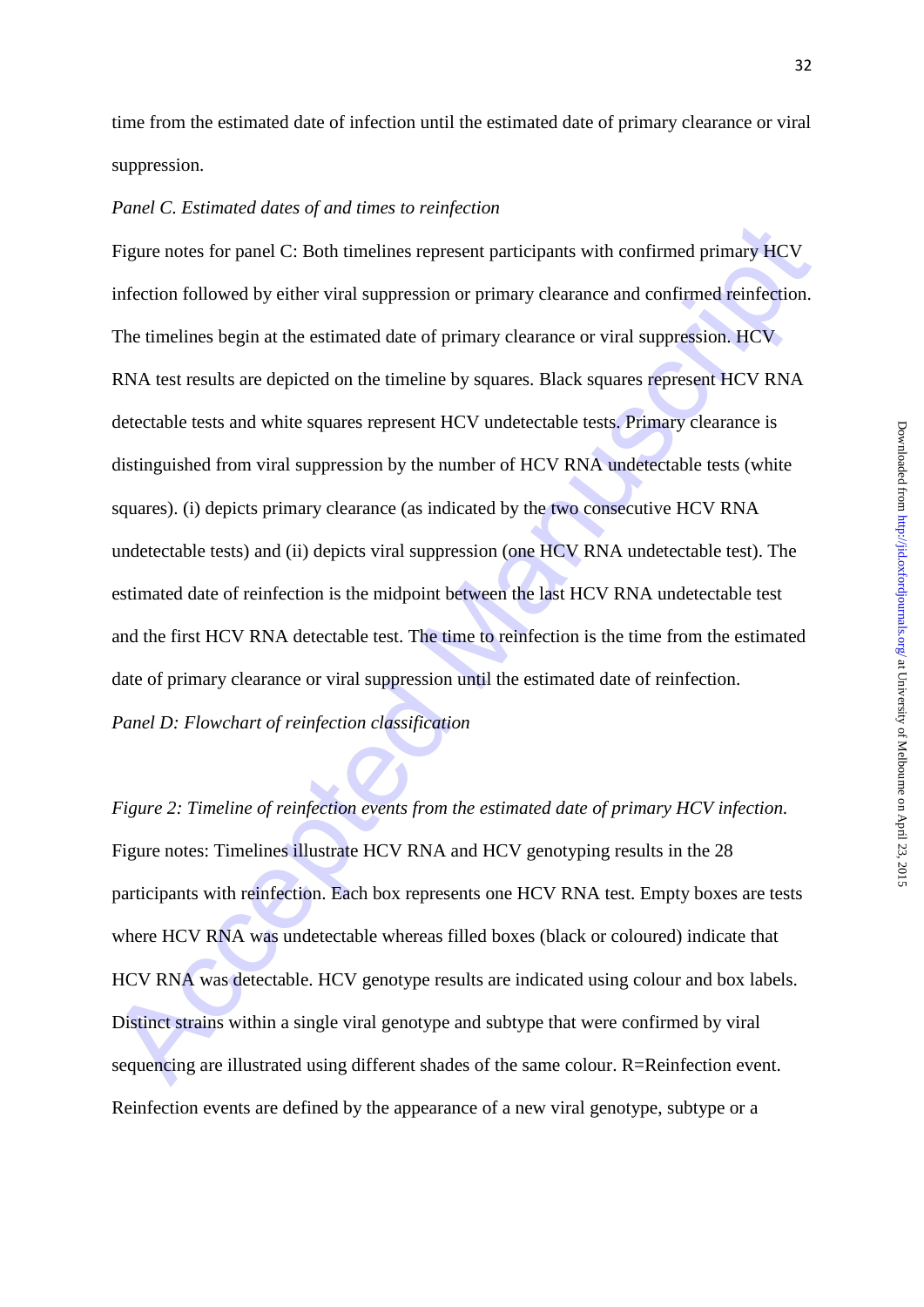time from the estimated date of infection until the estimated date of primary clearance or viral suppression.

*Panel C. Estimated dates of and times to reinfection*

Figure notes for panel C: Both timelines represent participants with confirmed primary HCV infection followed by either viral suppression or primary clearance and confirmed reinfection. The timelines begin at the estimated date of primary clearance or viral suppression. HCV RNA test results are depicted on the timeline by squares. Black squares represent HCV RNA detectable tests and white squares represent HCV undetectable tests. Primary clearance is distinguished from viral suppression by the number of HCV RNA undetectable tests (white squares). (i) depicts primary clearance (as indicated by the two consecutive HCV RNA undetectable tests) and (ii) depicts viral suppression (one HCV RNA undetectable test). The estimated date of reinfection is the midpoint between the last HCV RNA undetectable test and the first HCV RNA detectable test. The time to reinfection is the time from the estimated date of primary clearance or viral suppression until the estimated date of reinfection.

*Panel D: Flowchart of reinfection classification*

*Figure 2: Timeline of reinfection events from the estimated date of primary HCV infection.*

Figure notes: Timelines illustrate HCV RNA and HCV genotyping results in the 28 participants with reinfection. Each box represents one HCV RNA test. Empty boxes are tests where HCV RNA was undetectable whereas filled boxes (black or coloured) indicate that HCV RNA was detectable. HCV genotype results are indicated using colour and box labels. Distinct strains within a single viral genotype and subtype that were confirmed by viral sequencing are illustrated using different shades of the same colour. R=Reinfection event. Reinfection events are defined by the appearance of a new viral genotype, subtype or a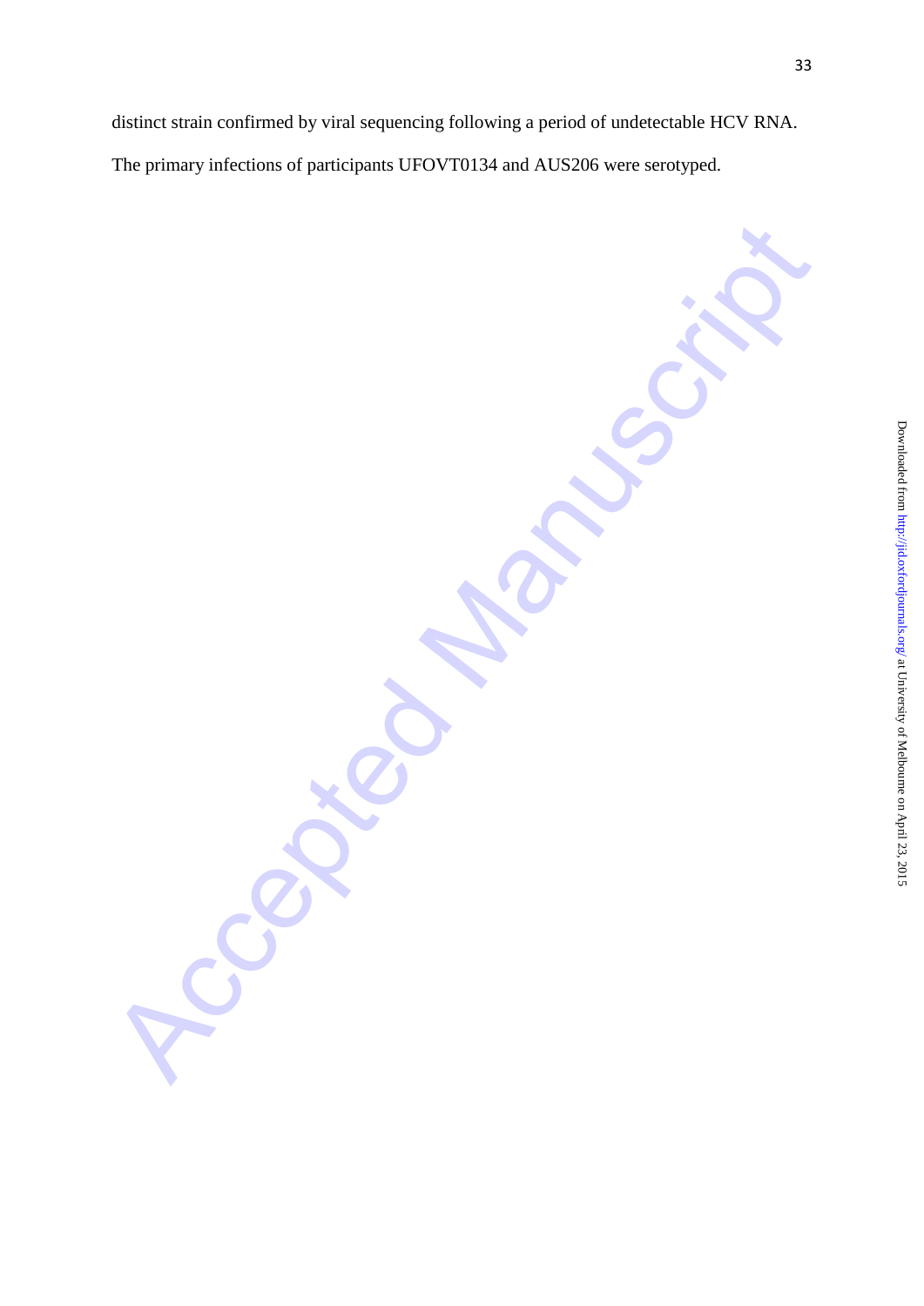distinct strain confirmed by viral sequencing following a period of undetectable HCV RNA.

The primary infections of participants UFOVT0134 and AUS206 were serotyped.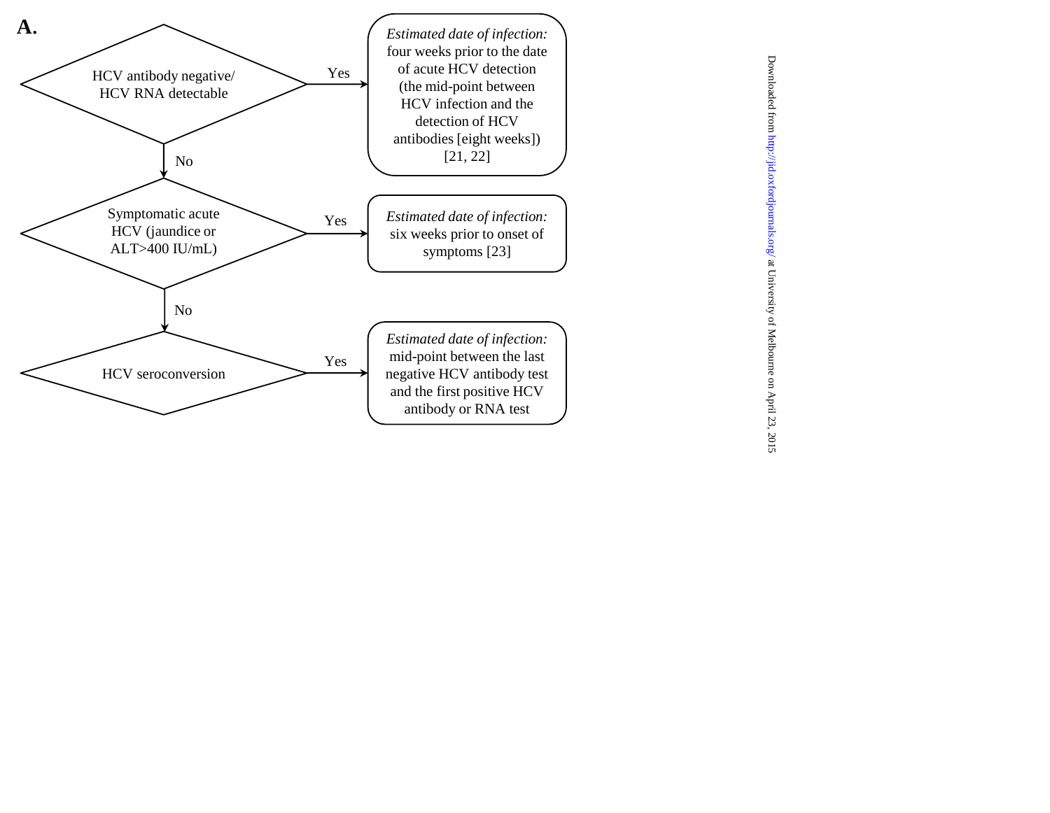**A.**

HCV antibody negative/ HCV RNA detectable

- **Yes** → *Estimated date of infection:* four weeks prior to the date of acute HCV detection (the mid-point between HCV infection and the detection of HCV antibodies [eight weeks]) [21, 22]
- **No** ↓

Symptomatic acute HCV (jaundice or ALT>400 IU/mL)

- **Yes** → *Estimated date of infection:* six weeks prior to onset of symptoms [23]
- **No** ↓

HCV seroconversion

- **Yes** → *Estimated date of infection:* mid-point between the last negative HCV antibody test and the first positive HCV antibody or RNA test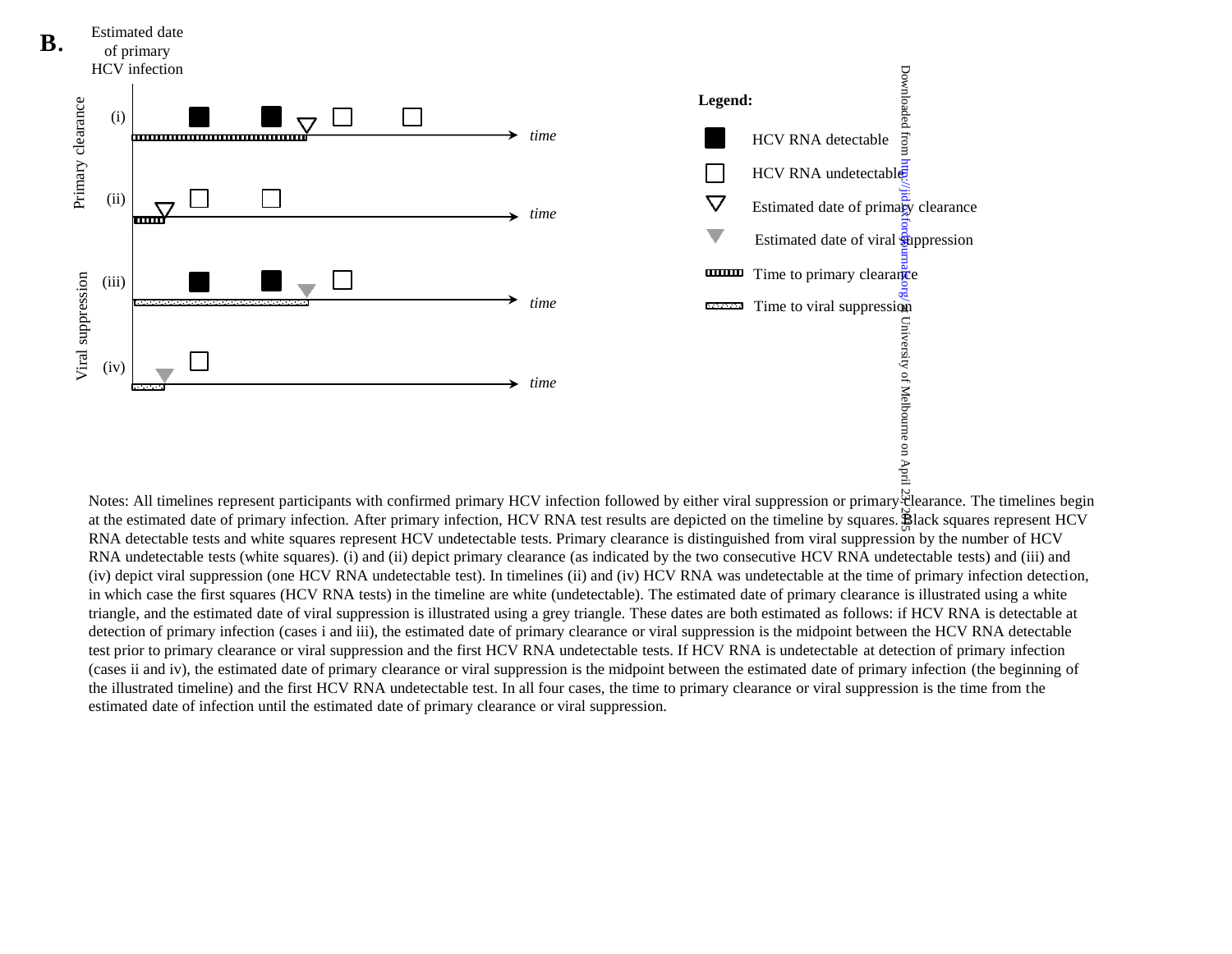**B.**

Estimated date of primary HCV infection

Primary clearance: (i), (ii)

Viral suppression: (iii), (iv)

time

**Legend:**

- HCV RNA detectable
- HCV RNA undetectable
- Estimated date of primary clearance
- Estimated date of viral suppression
- Time to primary clearance
- Time to viral suppression

Notes: All timelines represent participants with confirmed primary HCV infection followed by either viral suppression or primary clearance. The timelines begin at the estimated date of primary infection. After primary infection, HCV RNA test results are depicted on the timeline by squares. Black squares represent HCV RNA detectable tests and white squares represent HCV undetectable tests. Primary clearance is distinguished from viral suppression by the number of HCV RNA undetectable tests (white squares). (i) and (ii) depict primary clearance (as indicated by the two consecutive HCV RNA undetectable tests) and (iii) and (iv) depict viral suppression (one HCV RNA undetectable test). In timelines (ii) and (iv) HCV RNA was undetectable at the time of primary infection detection, in which case the first squares (HCV RNA tests) in the timeline are white (undetectable). The estimated date of primary clearance is illustrated using a white triangle, and the estimated date of viral suppression is illustrated using a grey triangle. These dates are both estimated as follows: if HCV RNA is detectable at detection of primary infection (cases i and iii), the estimated date of primary clearance or viral suppression is the midpoint between the HCV RNA detectable test prior to primary clearance or viral suppression and the first HCV RNA undetectable tests. If HCV RNA is undetectable at detection of primary infection (cases ii and iv), the estimated date of primary clearance or viral suppression is the midpoint between the estimated date of primary infection (the beginning of the illustrated timeline) and the first HCV RNA undetectable test. In all four cases, the time to primary clearance or viral suppression is the time from the estimated date of infection until the estimated date of primary clearance or viral suppression.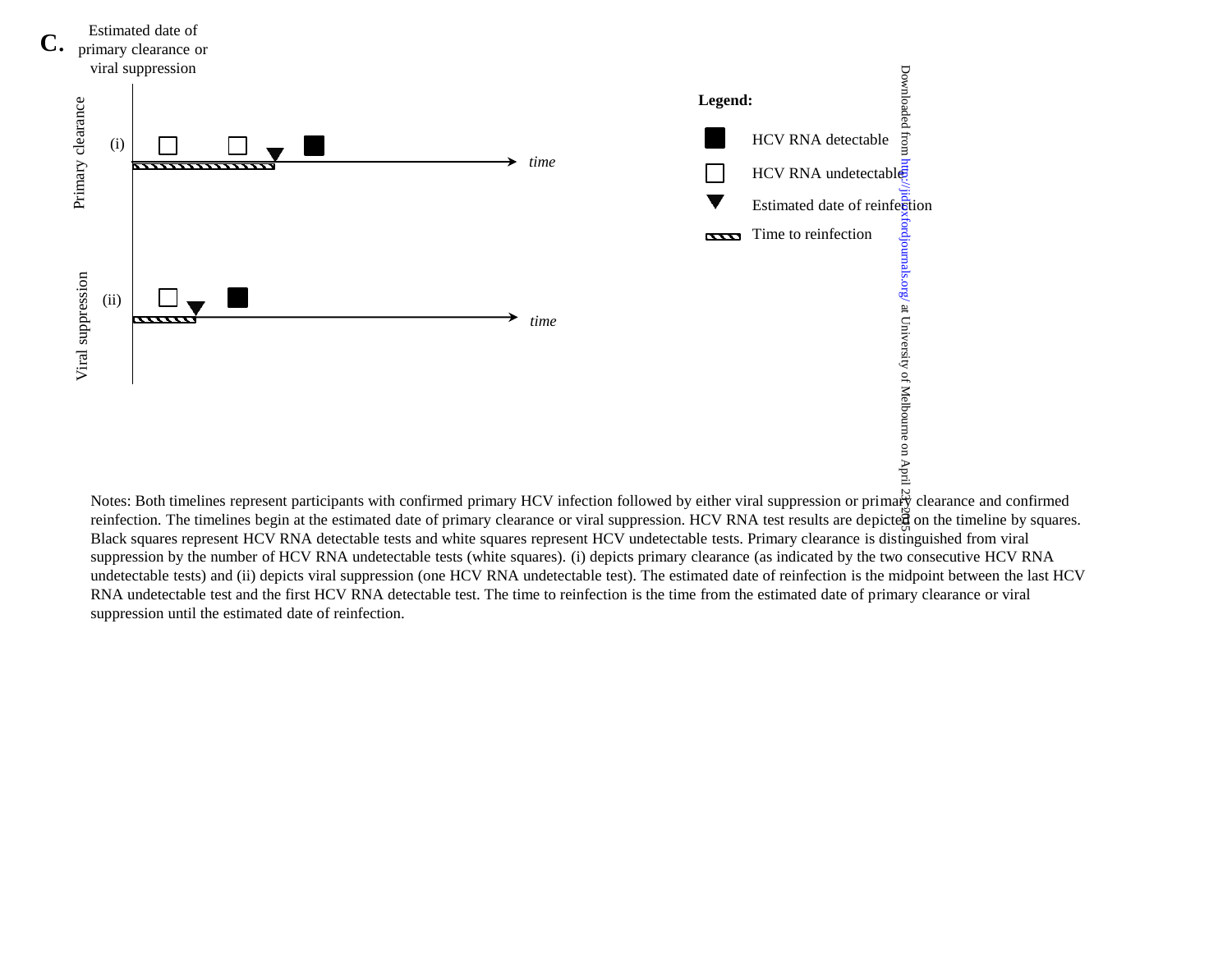**C.** Estimated date of primary clearance or viral suppression

Primary clearance (i) — time

Viral suppression (ii) — time

**Legend:**

- HCV RNA detectable
- HCV RNA undetectable
- Estimated date of reinfection
- Time to reinfection

Notes: Both timelines represent participants with confirmed primary HCV infection followed by either viral suppression or primary clearance and confirmed reinfection. The timelines begin at the estimated date of primary clearance or viral suppression. HCV RNA test results are depicted on the timeline by squares. Black squares represent HCV RNA detectable tests and white squares represent HCV undetectable tests. Primary clearance is distinguished from viral suppression by the number of HCV RNA undetectable tests (white squares). (i) depicts primary clearance (as indicated by the two consecutive HCV RNA undetectable tests) and (ii) depicts viral suppression (one HCV RNA undetectable test). The estimated date of reinfection is the midpoint between the last HCV RNA undetectable test and the first HCV RNA detectable test. The time to reinfection is the time from the estimated date of primary clearance or viral suppression until the estimated date of reinfection.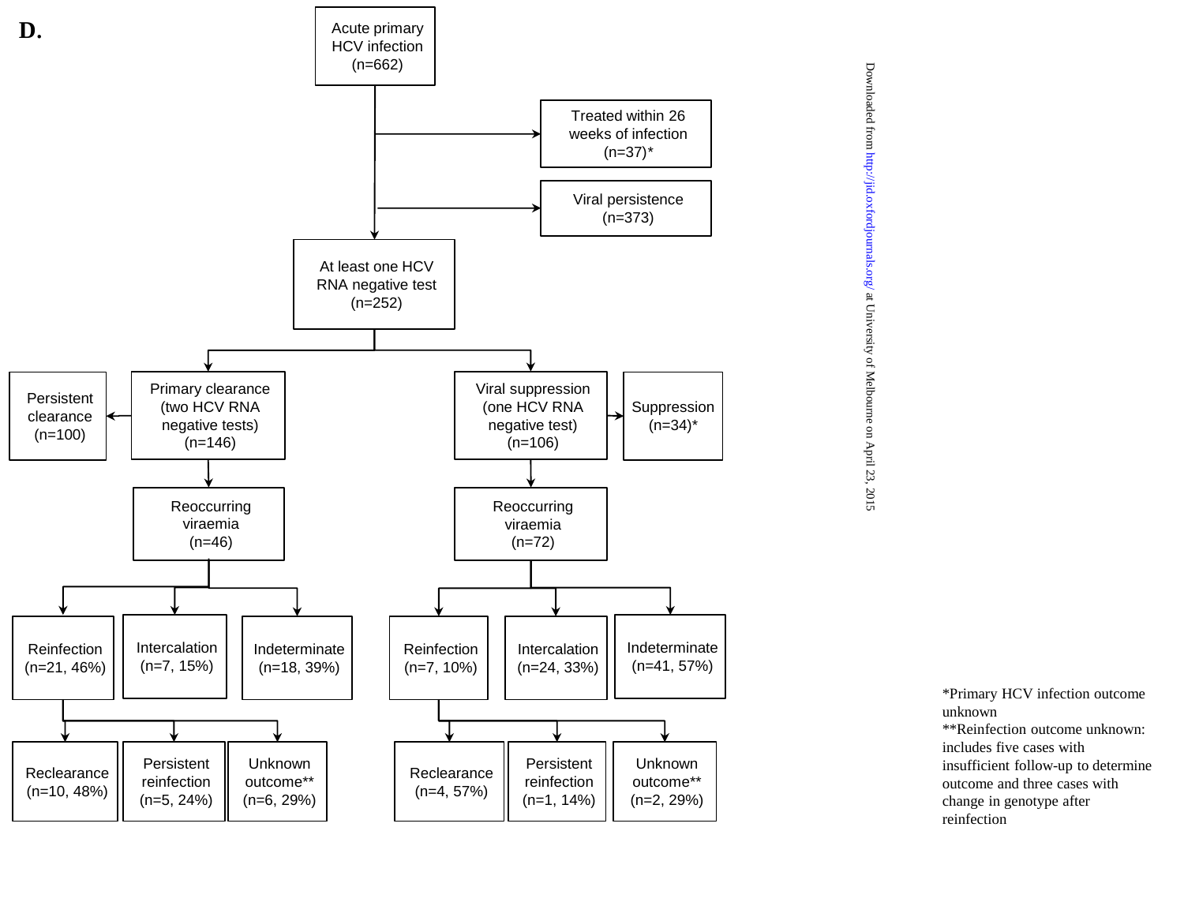**D.**

Acute primary HCV infection (n=662)

- Treated within 26 weeks of infection (n=37)*
- Viral persistence (n=373)
- At least one HCV RNA negative test (n=252)
  - Primary clearance (two HCV RNA negative tests) (n=146)
    - Persistent clearance (n=100)
    - Reoccurring viraemia (n=46)
      - Reinfection (n=21, 46%)
        - Reclearance (n=10, 48%)
        - Persistent reinfection (n=5, 24%)
        - Unknown outcome** (n=6, 29%)
      - Intercalation (n=7, 15%)
      - Indeterminate (n=18, 39%)
  - Viral suppression (one HCV RNA negative test) (n=106)
    - Suppression (n=34)*
    - Reoccurring viraemia (n=72)
      - Reinfection (n=7, 10%)
        - Reclearance (n=4, 57%)
        - Persistent reinfection (n=1, 14%)
        - Unknown outcome** (n=2, 29%)
      - Intercalation (n=24, 33%)
      - Indeterminate (n=41, 57%)

*Primary HCV infection outcome unknown

**Reinfection outcome unknown: includes five cases with insufficient follow-up to determine outcome and three cases with change in genotype after reinfection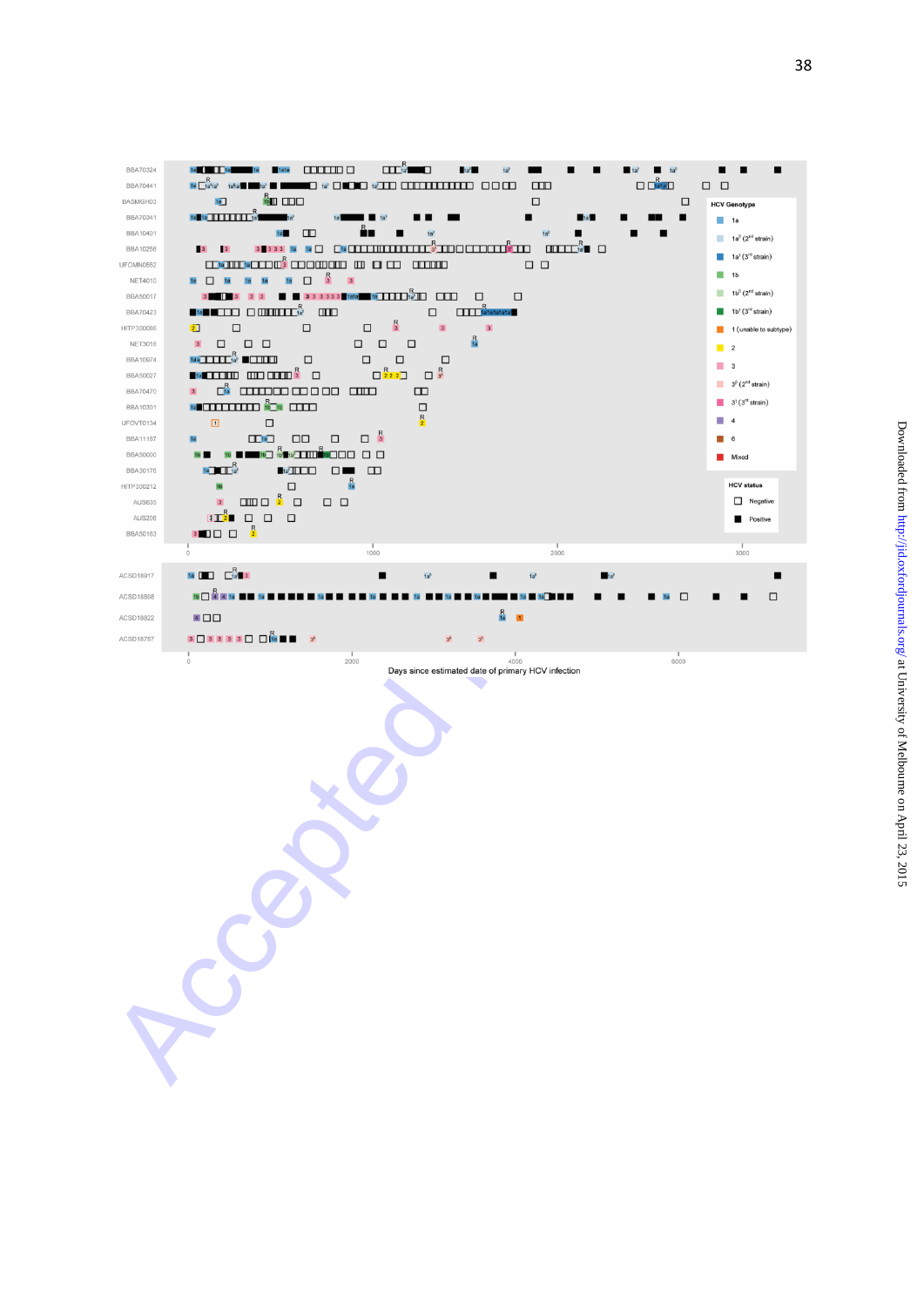BBA70324
BBA70441
BASMGH03
BBA70341
BBA10401
BBA10256
UFOMN0652
NET4010
BBA50017
BBA70423
HITP300086
NET3018
BBA10974
BBA50027
BBA70470
BBA10301
UFCVT0134
BBA11187
BBA50000
BBA30176
HITP300212
AUS635
AUS206
BBA50163

0
1000
2000
3000

HCV Genotype

1a
1a' (2nd strain)
1a'' (3rd strain)
1b
1b' (2nd strain)
1b'' (3rd strain)
1 (unable to subtype)
2
3
3' (2nd strain)
3'' (3rd strain)
4
6
Mixed

HCV status

Negative
Positive

ACSD18917
ACSD18808
ACSD18822
ACSD18787

0
2000
4000
6000

Days since estimated date of primary HCV infection